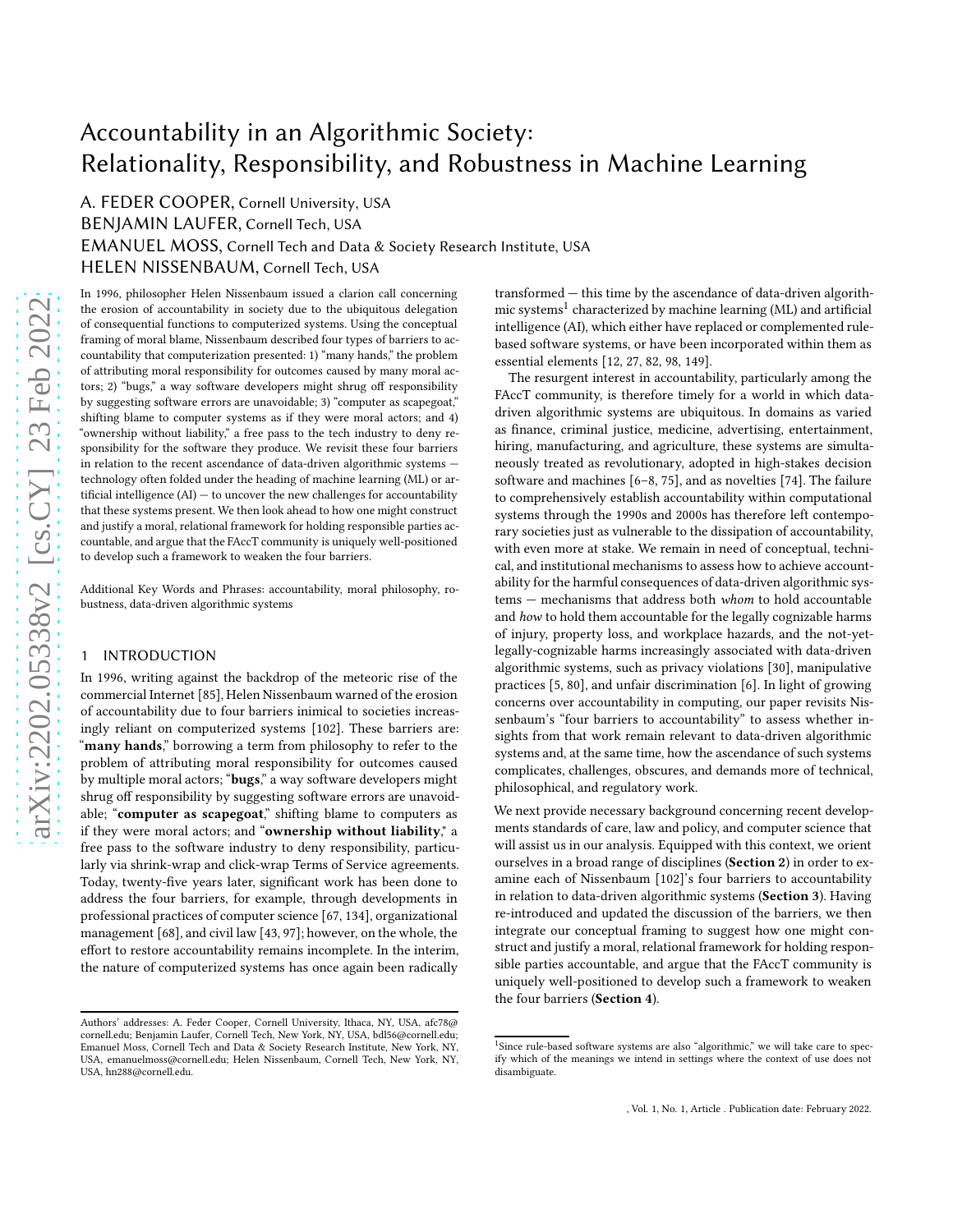# Accountability in an Algorithmic Society: Relationality, Responsibility, and Robustness in Machine Learning

A. FEDER COOPER, Cornell University, USA

BENJAMIN LAUFER, Cornell Tech, USA

EMANUEL MOSS, Cornell Tech and Data & Society Research Institute, USA

HELEN NISSENBAUM, Cornell Tech, USA

In 1996, philosopher Helen Nissenbaum issued a clarion call concerning the erosion of accountability in society due to the ubiquitous delegation of consequential functions to computerized systems. Using the conceptual framing of moral blame, Nissenbaum described four types of barriers to accountability that computerization presented: 1) "many hands," the problem of attributing moral responsibility for outcomes caused by many moral actors; 2) "bugs," a way software developers might shrug off responsibility by suggesting software errors are unavoidable; 3) "computer as scapegoat," shifting blame to computer systems as if they were moral actors; and 4) "ownership without liability," a free pass to the tech industry to deny responsibility for the software they produce. We revisit these four barriers in relation to the recent ascendance of data-driven algorithmic systems — technology often folded under the heading of machine learning (ML) or artificial intelligence (AI) — to uncover the new challenges for accountability that these systems present. We then look ahead to how one might construct and justify a moral, relational framework for holding responsible parties accountable, and argue that the FAccT community is uniquely well-positioned to develop such a framework to weaken the four barriers.

Additional Key Words and Phrases: accountability, moral philosophy, robustness, data-driven algorithmic systems

## 1 INTRODUCTION

In 1996, writing against the backdrop of the meteoric rise of the commercial Internet [85], Helen Nissenbaum warned of the erosion of accountability due to four barriers inimical to societies increasingly reliant on computerized systems [102]. These barriers are: "**many hands**," borrowing a term from philosophy to refer to the problem of attributing moral responsibility for outcomes caused by multiple moral actors; "**bugs**," a way software developers might shrug off responsibility by suggesting software errors are unavoidable; "**computer as scapegoat**," shifting blame to computers as if they were moral actors; and "**ownership without liability**," a free pass to the software industry to deny responsibility, particularly via shrink-wrap and click-wrap Terms of Service agreements. Today, twenty-five years later, significant work has been done to address the four barriers, for example, through developments in professional practices of computer science [67, 134], organizational management [68], and civil law [43, 97]; however, on the whole, the effort to restore accountability remains incomplete. In the interim, the nature of computerized systems has once again been radically transformed — this time by the ascendance of data-driven algorithmic systems[1] characterized by machine learning (ML) and artificial intelligence (AI), which either have replaced or complemented rule-based software systems, or have been incorporated within them as essential elements [12, 27, 82, 98, 149].

The resurgent interest in accountability, particularly among the FAccT community, is therefore timely for a world in which data-driven algorithmic systems are ubiquitous. In domains as varied as finance, criminal justice, medicine, advertising, entertainment, hiring, manufacturing, and agriculture, these systems are simultaneously treated as revolutionary, adopted in high-stakes decision software and machines [6–8, 75], and as novelties [74]. The failure to comprehensively establish accountability within computational systems through the 1990s and 2000s has therefore left contemporary societies just as vulnerable to the dissipation of accountability, with even more at stake. We remain in need of conceptual, technical, and institutional mechanisms to assess how to achieve accountability for the harmful consequences of data-driven algorithmic systems — mechanisms that address both *whom* to hold accountable and *how* to hold them accountable for the legally cognizable harms of injury, property loss, and workplace hazards, and the not-yet-legally-cognizable harms increasingly associated with data-driven algorithmic systems, such as privacy violations [30], manipulative practices [5, 80], and unfair discrimination [6]. In light of growing concerns over accountability in computing, our paper revisits Nissenbaum's "four barriers to accountability" to assess whether insights from that work remain relevant to data-driven algorithmic systems and, at the same time, how the ascendance of such systems complicates, challenges, obscures, and demands more of technical, philosophical, and regulatory work.

We next provide necessary background concerning recent developments standards of care, law and policy, and computer science that will assist us in our analysis. Equipped with this context, we orient ourselves in a broad range of disciplines (**Section 2**) in order to examine each of Nissenbaum [102]'s four barriers to accountability in relation to data-driven algorithmic systems (**Section 3**). Having re-introduced and updated the discussion of the barriers, we then integrate our conceptual framing to suggest how one might construct and justify a moral, relational framework for holding responsible parties accountable, and argue that the FAccT community is uniquely well-positioned to develop such a framework to weaken the four barriers (**Section 4**).

[1] Since rule-based software systems are also "algorithmic," we will take care to specify which of the meanings we intend in settings where the context of use does not disambiguate.

Authors' addresses: A. Feder Cooper, Cornell University, Ithaca, NY, USA, afc78@cornell.edu; Benjamin Laufer, Cornell Tech, New York, NY, USA, bdl56@cornell.edu; Emanuel Moss, Cornell Tech and Data & Society Research Institute, New York, NY, USA, emanuelmoss@cornell.edu; Helen Nissenbaum, Cornell Tech, New York, NY, USA, hn288@cornell.edu.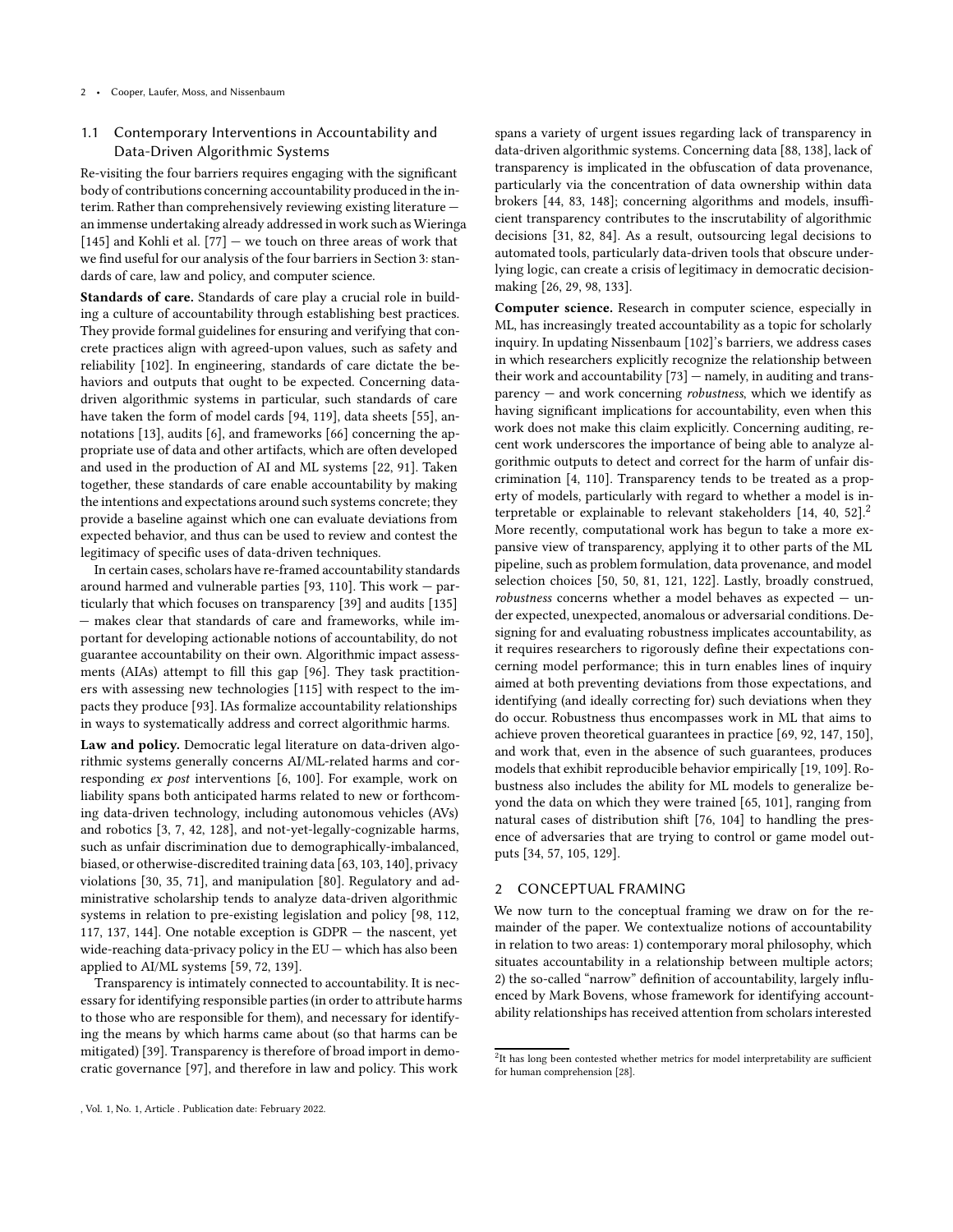### 1.1 Contemporary Interventions in Accountability and Data-Driven Algorithmic Systems

Re-visiting the four barriers requires engaging with the significant body of contributions concerning accountability produced in the interim. Rather than comprehensively reviewing existing literature — an immense undertaking already addressed in work such as Wieringa [145] and Kohli et al. [77] — we touch on three areas of work that we find useful for our analysis of the four barriers in Section 3: standards of care, law and policy, and computer science.

**Standards of care.** Standards of care play a crucial role in building a culture of accountability through establishing best practices. They provide formal guidelines for ensuring and verifying that concrete practices align with agreed-upon values, such as safety and reliability [102]. In engineering, standards of care dictate the behaviors and outputs that ought to be expected. Concerning data-driven algorithmic systems in particular, such standards of care have taken the form of model cards [94, 119], data sheets [55], annotations [13], audits [6], and frameworks [66] concerning the appropriate use of data and other artifacts, which are often developed and used in the production of AI and ML systems [22, 91]. Taken together, these standards of care enable accountability by making the intentions and expectations around such systems concrete; they provide a baseline against which one can evaluate deviations from expected behavior, and thus can be used to review and contest the legitimacy of specific uses of data-driven techniques.

In certain cases, scholars have re-framed accountability standards around harmed and vulnerable parties [93, 110]. This work — particularly that which focuses on transparency [39] and audits [135] — makes clear that standards of care and frameworks, while important for developing actionable notions of accountability, do not guarantee accountability on their own. Algorithmic impact assessments (AIAs) attempt to fill this gap [96]. They task practitioners with assessing new technologies [115] with respect to the impacts they produce [93]. IAs formalize accountability relationships in ways to systematically address and correct algorithmic harms.

**Law and policy.** Democratic legal literature on data-driven algorithmic systems generally concerns AI/ML-related harms and corresponding *ex post* interventions [6, 100]. For example, work on liability spans both anticipated harms related to new or forthcoming data-driven technology, including autonomous vehicles (AVs) and robotics [3, 7, 42, 128], and not-yet-legally-cognizable harms, such as unfair discrimination due to demographically-imbalanced, biased, or otherwise-discredited training data [63, 103, 140], privacy violations [30, 35, 71], and manipulation [80]. Regulatory and administrative scholarship tends to analyze data-driven algorithmic systems in relation to pre-existing legislation and policy [98, 112, 117, 137, 144]. One notable exception is GDPR — the nascent, yet wide-reaching data-privacy policy in the EU — which has also been applied to AI/ML systems [59, 72, 139].

Transparency is intimately connected to accountability. It is necessary for identifying responsible parties (in order to attribute harms to those who are responsible for them), and necessary for identifying the means by which harms came about (so that harms can be mitigated) [39]. Transparency is therefore of broad import in democratic governance [97], and therefore in law and policy. This work spans a variety of urgent issues regarding lack of transparency in data-driven algorithmic systems. Concerning data [88, 138], lack of transparency is implicated in the obfuscation of data provenance, particularly via the concentration of data ownership within data brokers [44, 83, 148]; concerning algorithms and models, insufficient transparency contributes to the inscrutability of algorithmic decisions [31, 82, 84]. As a result, outsourcing legal decisions to automated tools, particularly data-driven tools that obscure underlying logic, can create a crisis of legitimacy in democratic decision-making [26, 29, 98, 133].

**Computer science.** Research in computer science, especially in ML, has increasingly treated accountability as a topic for scholarly inquiry. In updating Nissenbaum [102]'s barriers, we address cases in which researchers explicitly recognize the relationship between their work and accountability [73] — namely, in auditing and transparency — and work concerning *robustness*, which we identify as having significant implications for accountability, even when this work does not make this claim explicitly. Concerning auditing, recent work underscores the importance of being able to analyze algorithmic outputs to detect and correct for the harm of unfair discrimination [4, 110]. Transparency tends to be treated as a property of models, particularly with regard to whether a model is interpretable or explainable to relevant stakeholders [14, 40, 52].[2] More recently, computational work has begun to take a more expansive view of transparency, applying it to other parts of the ML pipeline, such as problem formulation, data provenance, and model selection choices [50, 50, 81, 121, 122]. Lastly, broadly construed, *robustness* concerns whether a model behaves as expected — under expected, unexpected, anomalous or adversarial conditions. Designing for and evaluating robustness implicates accountability, as it requires researchers to rigorously define their expectations concerning model performance; this in turn enables lines of inquiry aimed at both preventing deviations from those expectations, and identifying (and ideally correcting for) such deviations when they do occur. Robustness thus encompasses work in ML that aims to achieve proven theoretical guarantees in practice [69, 92, 147, 150], and work that, even in the absence of such guarantees, produces models that exhibit reproducible behavior empirically [19, 109]. Robustness also includes the ability for ML models to generalize beyond the data on which they were trained [65, 101], ranging from natural cases of distribution shift [76, 104] to handling the presence of adversaries that are trying to control or game model outputs [34, 57, 105, 129].

## 2 CONCEPTUAL FRAMING

We now turn to the conceptual framing we draw on for the remainder of the paper. We contextualize notions of accountability in relation to two areas: 1) contemporary moral philosophy, which situates accountability in a relationship between multiple actors; 2) the so-called "narrow" definition of accountability, largely influenced by Mark Bovens, whose framework for identifying accountability relationships has received attention from scholars interested

[2] It has long been contested whether metrics for model interpretability are sufficient for human comprehension [28].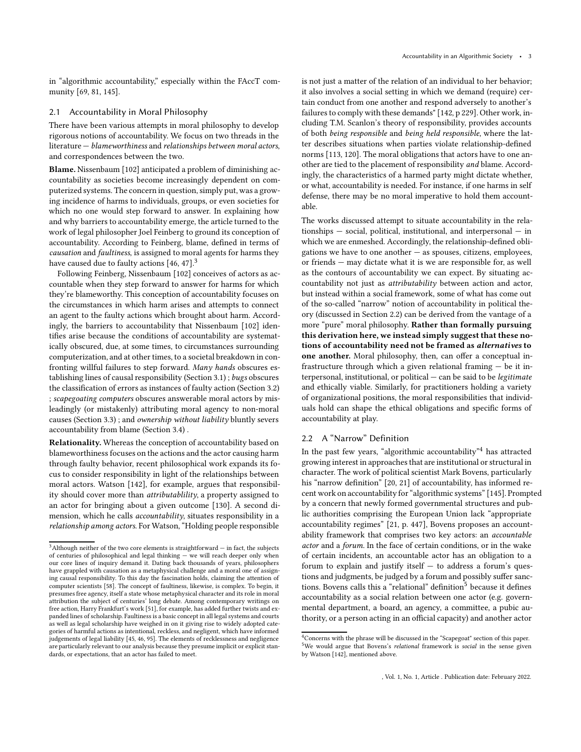in "algorithmic accountability," especially within the FAccT community [69, 81, 145].

## 2.1 Accountability in Moral Philosophy

There have been various attempts in moral philosophy to develop rigorous notions of accountability. We focus on two threads in the literature — *blameworthiness* and *relationships between moral actors*, and correspondences between the two.

**Blame.** Nissenbaum [102] anticipated a problem of diminishing accountability as societies become increasingly dependent on computerized systems. The concern in question, simply put, was a growing incidence of harms to individuals, groups, or even societies for which no one would step forward to answer. In explaining how and why barriers to accountability emerge, the article turned to the work of legal philosopher Joel Feinberg to ground its conception of accountability. According to Feinberg, blame, defined in terms of *causation* and *faultiness*, is assigned to moral agents for harms they have caused due to faulty actions [46, 47].[3]

Following Feinberg, Nissenbaum [102] conceives of actors as accountable when they step forward to answer for harms for which they're blameworthy. This conception of accountability focuses on the circumstances in which harm arises and attempts to connect an agent to the faulty actions which brought about harm. Accordingly, the barriers to accountability that Nissenbaum [102] identifies arise because the conditions of accountability are systematically obscured, due, at some times, to circumstances surrounding computerization, and at other times, to a societal breakdown in confronting willful failures to step forward. *Many hands* obscures establishing lines of causal responsibility (Section 3.1) ; *bugs* obscures the classification of errors as instances of faulty action (Section 3.2) ; *scapegoating computers* obscures answerable moral actors by misleadingly (or mistakenly) attributing moral agency to non-moral causes (Section 3.3) ; and *ownership without liability* bluntly severs accountability from blame (Section 3.4) .

**Relationality.** Whereas the conception of accountability based on blameworthiness focuses on the actions and the actor causing harm through faulty behavior, recent philosophical work expands its focus to consider responsibility in light of the relationships between moral actors. Watson [142], for example, argues that responsibility should cover more than *attributablility*, a property assigned to an actor for bringing about a given outcome [130]. A second dimension, which he calls *accountability*, situates responsibility in a *relationship among actors*. For Watson, "Holding people responsible is not just a matter of the relation of an individual to her behavior; it also involves a social setting in which we demand (require) certain conduct from one another and respond adversely to another's failures to comply with these demands" [142, p 229]. Other work, including T.M. Scanlon's theory of responsibility, provides accounts of both *being responsible* and *being held responsible*, where the latter describes situations when parties violate relationship-defined norms [113, 120]. The moral obligations that actors have to one another are tied to the placement of responsibility *and* blame. Accordingly, the characteristics of a harmed party might dictate whether, or what, accountability is needed. For instance, if one harms in self defense, there may be no moral imperative to hold them accountable.

The works discussed attempt to situate accountability in the relationships — social, political, institutional, and interpersonal — in which we are enmeshed. Accordingly, the relationship-defined obligations we have to one another — as spouses, citizens, employees, or friends — may dictate what it is we are responsible for, as well as the contours of accountability we can expect. By situating accountability not just as *attributability* between action and actor, but instead within a social framework, some of what has come out of the so-called "narrow" notion of accountability in political theory (discussed in Section 2.2) can be derived from the vantage of a more "pure" moral philosophy. **Rather than formally pursuing this derivation here, we instead simply suggest that these notions of accountability need not be framed as *alternatives* to one another.** Moral philosophy, then, can offer a conceptual infrastructure through which a given relational framing — be it interpersonal, institutional, or political — can be said to be *legitimate* and ethically viable. Similarly, for practitioners holding a variety of organizational positions, the moral responsibilities that individuals hold can shape the ethical obligations and specific forms of accountability at play.

## 2.2 A "Narrow" Definition

In the past few years, "algorithmic accountability"[4] has attracted growing interest in approaches that are institutional or structural in character. The work of political scientist Mark Bovens, particularly his "narrow definition" [20, 21] of accountability, has informed recent work on accountability for "algorithmic systems" [145]. Prompted by a concern that newly formed governmental structures and public authorities comprising the European Union lack "appropriate accountability regimes" [21, p. 447], Bovens proposes an accountability framework that comprises two key actors: an *accountable actor* and a *forum*. In the face of certain conditions, or in the wake of certain incidents, an accountable actor has an obligation to a forum to explain and justify itself — to address a forum's questions and judgments, be judged by a forum and possibly suffer sanctions. Bovens calls this a "relational" definition[5] because it defines accountability as a social relation between one actor (e.g. governmental department, a board, an agency, a committee, a pubic authority, or a person acting in an official capacity) and another actor

---

[3] Although neither of the two core elements is straightforward — in fact, the subjects of centuries of philosophical and legal thinking — we will reach deeper only when our core lines of inquiry demand it. Dating back thousands of years, philosophers have grappled with causation as a metaphysical challenge and a moral one of assigning causal responsibility. To this day the fascination holds, claiming the attention of computer scientists [58]. The concept of faultiness, likewise, is complex. To begin, it presumes free agency, itself a state whose metaphysical character and its role in moral attribution the subject of centuries' long debate. Among contemporary writings on free action, Harry Frankfurt's work [51], for example, has added further twists and expanded lines of scholarship. Faultiness is a basic concept in all legal systems and courts as well as legal scholarship have weighed in on it giving rise to widely adopted categories of harmful actions as intentional, reckless, and negligent, which have informed judgements of legal liability [45, 46, 95]. The elements of recklessness and negligence are particularly relevant to our analysis because they presume implicit or explicit standards, or expectations, that an actor has failed to meet.

[4] Concerns with the phrase will be discussed in the "Scapegoat" section of this paper.

[5] We would argue that Bovens's *relational* framework is *social* in the sense given by Watson [142], mentioned above.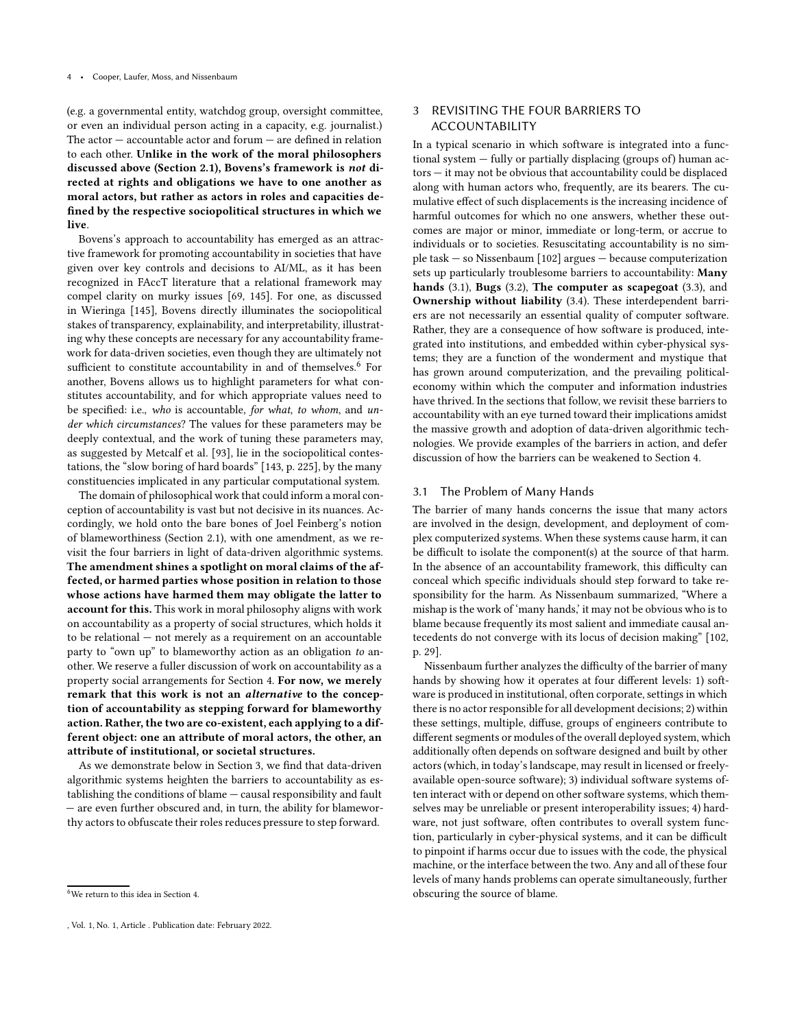(e.g. a governmental entity, watchdog group, oversight committee, or even an individual person acting in a capacity, e.g. journalist.) The actor — accountable actor and forum — are defined in relation to each other. **Unlike in the work of the moral philosophers discussed above (Section 2.1), Bovens's framework is *not* directed at rights and obligations we have to one another as moral actors, but rather as actors in roles and capacities defined by the respective sociopolitical structures in which we live**.

Bovens's approach to accountability has emerged as an attractive framework for promoting accountability in societies that have given over key controls and decisions to AI/ML, as it has been recognized in FAccT literature that a relational framework may compel clarity on murky issues [69, 145]. For one, as discussed in Wieringa [145], Bovens directly illuminates the sociopolitical stakes of transparency, explainability, and interpretability, illustrating why these concepts are necessary for any accountability framework for data-driven societies, even though they are ultimately not sufficient to constitute accountability in and of themselves.[6] For another, Bovens allows us to highlight parameters for what constitutes accountability, and for which appropriate values need to be specified: i.e., *who* is accountable, *for what*, *to whom*, and *under which circumstances*? The values for these parameters may be deeply contextual, and the work of tuning these parameters may, as suggested by Metcalf et al. [93], lie in the sociopolitical contestations, the "slow boring of hard boards" [143, p. 225], by the many constituencies implicated in any particular computational system.

The domain of philosophical work that could inform a moral conception of accountability is vast but not decisive in its nuances. Accordingly, we hold onto the bare bones of Joel Feinberg's notion of blameworthiness (Section 2.1), with one amendment, as we revisit the four barriers in light of data-driven algorithmic systems. **The amendment shines a spotlight on moral claims of the affected, or harmed parties whose position in relation to those whose actions have harmed them may obligate the latter to account for this.** This work in moral philosophy aligns with work on accountability as a property of social structures, which holds it to be relational — not merely as a requirement on an accountable party to "own up" to blameworthy action as an obligation *to* another. We reserve a fuller discussion of work on accountability as a property social arrangements for Section 4. **For now, we merely remark that this work is not an *alternative* to the conception of accountability as stepping forward for blameworthy action. Rather, the two are co-existent, each applying to a different object: one an attribute of moral actors, the other, an attribute of institutional, or societal structures.**

As we demonstrate below in Section 3, we find that data-driven algorithmic systems heighten the barriers to accountability as establishing the conditions of blame — causal responsibility and fault — are even further obscured and, in turn, the ability for blameworthy actors to obfuscate their roles reduces pressure to step forward.

[6] We return to this idea in Section 4.

## 3 REVISITING THE FOUR BARRIERS TO ACCOUNTABILITY

In a typical scenario in which software is integrated into a functional system — fully or partially displacing (groups of) human actors — it may not be obvious that accountability could be displaced along with human actors who, frequently, are its bearers. The cumulative effect of such displacements is the increasing incidence of harmful outcomes for which no one answers, whether these outcomes are major or minor, immediate or long-term, or accrue to individuals or to societies. Resuscitating accountability is no simple task — so Nissenbaum [102] argues — because computerization sets up particularly troublesome barriers to accountability: **Many hands** (3.1), **Bugs** (3.2), **The computer as scapegoat** (3.3), and **Ownership without liability** (3.4). These interdependent barriers are not necessarily an essential quality of computer software. Rather, they are a consequence of how software is produced, integrated into institutions, and embedded within cyber-physical systems; they are a function of the wonderment and mystique that has grown around computerization, and the prevailing political-economy within which the computer and information industries have thrived. In the sections that follow, we revisit these barriers to accountability with an eye turned toward their implications amidst the massive growth and adoption of data-driven algorithmic technologies. We provide examples of the barriers in action, and defer discussion of how the barriers can be weakened to Section 4.

### 3.1 The Problem of Many Hands

The barrier of many hands concerns the issue that many actors are involved in the design, development, and deployment of complex computerized systems. When these systems cause harm, it can be difficult to isolate the component(s) at the source of that harm. In the absence of an accountability framework, this difficulty can conceal which specific individuals should step forward to take responsibility for the harm. As Nissenbaum summarized, "Where a mishap is the work of 'many hands,' it may not be obvious who is to blame because frequently its most salient and immediate causal antecedents do not converge with its locus of decision making" [102, p. 29].

Nissenbaum further analyzes the difficulty of the barrier of many hands by showing how it operates at four different levels: 1) software is produced in institutional, often corporate, settings in which there is no actor responsible for all development decisions; 2) within these settings, multiple, diffuse, groups of engineers contribute to different segments or modules of the overall deployed system, which additionally often depends on software designed and built by other actors (which, in today's landscape, may result in licensed or freely-available open-source software); 3) individual software systems often interact with or depend on other software systems, which themselves may be unreliable or present interoperability issues; 4) hardware, not just software, often contributes to overall system function, particularly in cyber-physical systems, and it can be difficult to pinpoint if harms occur due to issues with the code, the physical machine, or the interface between the two. Any and all of these four levels of many hands problems can operate simultaneously, further obscuring the source of blame.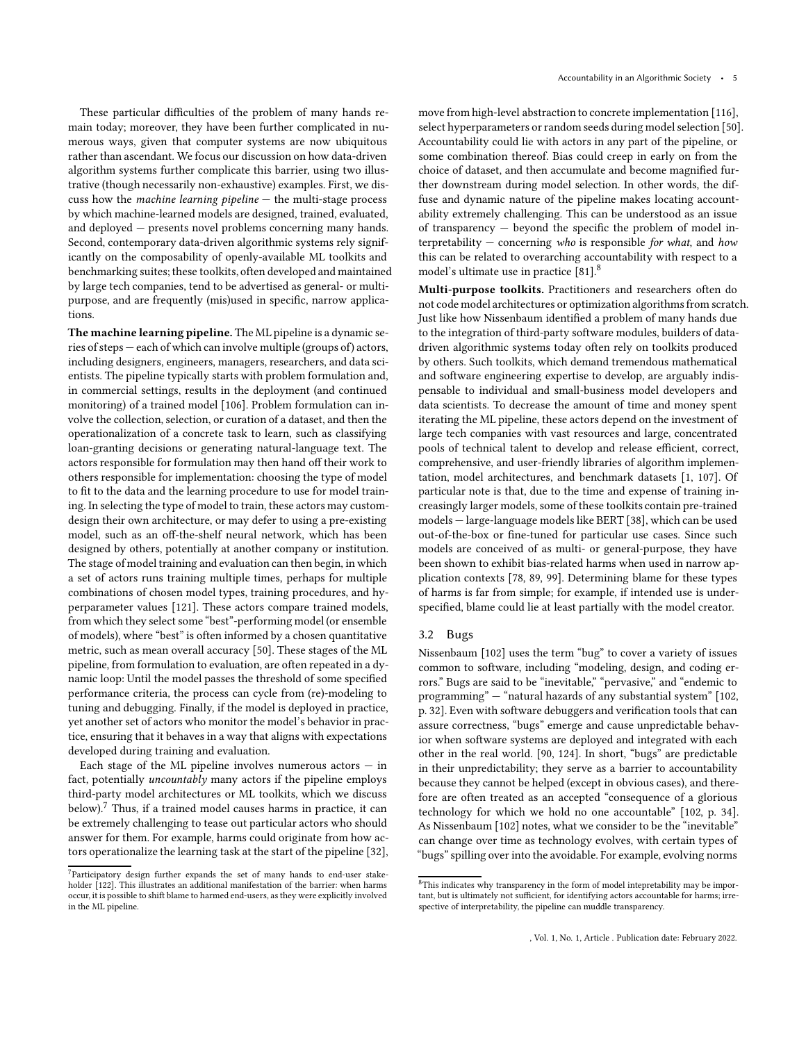These particular difficulties of the problem of many hands remain today; moreover, they have been further complicated in numerous ways, given that computer systems are now ubiquitous rather than ascendant. We focus our discussion on how data-driven algorithm systems further complicate this barrier, using two illustrative (though necessarily non-exhaustive) examples. First, we discuss how the *machine learning pipeline* — the multi-stage process by which machine-learned models are designed, trained, evaluated, and deployed — presents novel problems concerning many hands. Second, contemporary data-driven algorithmic systems rely significantly on the composability of openly-available ML toolkits and benchmarking suites; these toolkits, often developed and maintained by large tech companies, tend to be advertised as general- or multi-purpose, and are frequently (mis)used in specific, narrow applications.

**The machine learning pipeline.** The ML pipeline is a dynamic series of steps — each of which can involve multiple (groups of) actors, including designers, engineers, managers, researchers, and data scientists. The pipeline typically starts with problem formulation and, in commercial settings, results in the deployment (and continued monitoring) of a trained model [106]. Problem formulation can involve the collection, selection, or curation of a dataset, and then the operationalization of a concrete task to learn, such as classifying loan-granting decisions or generating natural-language text. The actors responsible for formulation may then hand off their work to others responsible for implementation: choosing the type of model to fit to the data and the learning procedure to use for model training. In selecting the type of model to train, these actors may custom-design their own architecture, or may defer to using a pre-existing model, such as an off-the-shelf neural network, which has been designed by others, potentially at another company or institution. The stage of model training and evaluation can then begin, in which a set of actors runs training multiple times, perhaps for multiple combinations of chosen model types, training procedures, and hyperparameter values [121]. These actors compare trained models, from which they select some "best"-performing model (or ensemble of models), where "best" is often informed by a chosen quantitative metric, such as mean overall accuracy [50]. These stages of the ML pipeline, from formulation to evaluation, are often repeated in a dynamic loop: Until the model passes the threshold of some specified performance criteria, the process can cycle from (re)-modeling to tuning and debugging. Finally, if the model is deployed in practice, yet another set of actors who monitor the model's behavior in practice, ensuring that it behaves in a way that aligns with expectations developed during training and evaluation.

Each stage of the ML pipeline involves numerous actors — in fact, potentially *uncountably* many actors if the pipeline employs third-party model architectures or ML toolkits, which we discuss below).[7] Thus, if a trained model causes harms in practice, it can be extremely challenging to tease out particular actors who should answer for them. For example, harms could originate from how actors operationalize the learning task at the start of the pipeline [32], move from high-level abstraction to concrete implementation [116], select hyperparameters or random seeds during model selection [50]. Accountability could lie with actors in any part of the pipeline, or some combination thereof. Bias could creep in early on from the choice of dataset, and then accumulate and become magnified further downstream during model selection. In other words, the diffuse and dynamic nature of the pipeline makes locating accountability extremely challenging. This can be understood as an issue of transparency — beyond the specific the problem of model interpretability — concerning *who* is responsible *for what,* and *how* this can be related to overarching accountability with respect to a model's ultimate use in practice [81].[8]

**Multi-purpose toolkits.** Practitioners and researchers often do not code model architectures or optimization algorithms from scratch. Just like how Nissenbaum identified a problem of many hands due to the integration of third-party software modules, builders of data-driven algorithmic systems today often rely on toolkits produced by others. Such toolkits, which demand tremendous mathematical and software engineering expertise to develop, are arguably indispensable to individual and small-business model developers and data scientists. To decrease the amount of time and money spent iterating the ML pipeline, these actors depend on the investment of large tech companies with vast resources and large, concentrated pools of technical talent to develop and release efficient, correct, comprehensive, and user-friendly libraries of algorithm implementation, model architectures, and benchmark datasets [1, 107]. Of particular note is that, due to the time and expense of training increasingly larger models, some of these toolkits contain pre-trained models — large-language models like BERT [38], which can be used out-of-the-box or fine-tuned for particular use cases. Since such models are conceived of as multi- or general-purpose, they have been shown to exhibit bias-related harms when used in narrow application contexts [78, 89, 99]. Determining blame for these types of harms is far from simple; for example, if intended use is underspecified, blame could lie at least partially with the model creator.

### 3.2 Bugs

Nissenbaum [102] uses the term "bug" to cover a variety of issues common to software, including "modeling, design, and coding errors." Bugs are said to be "inevitable," "pervasive," and "endemic to programming" — "natural hazards of any substantial system" [102, p. 32]. Even with software debuggers and verification tools that can assure correctness, "bugs" emerge and cause unpredictable behavior when software systems are deployed and integrated with each other in the real world. [90, 124]. In short, "bugs" are predictable in their unpredictability; they serve as a barrier to accountability because they cannot be helped (except in obvious cases), and therefore are often treated as an accepted "consequence of a glorious technology for which we hold no one accountable" [102, p. 34]. As Nissenbaum [102] notes, what we consider to be the "inevitable" can change over time as technology evolves, with certain types of "bugs" spilling over into the avoidable. For example, evolving norms

[7] Participatory design further expands the set of many hands to end-user stakeholder [122]. This illustrates an additional manifestation of the barrier: when harms occur, it is possible to shift blame to harmed end-users, as they were explicitly involved in the ML pipeline.

[8] This indicates why transparency in the form of model intepretability may be important, but is ultimately not sufficient, for identifying actors accountable for harms; irrespective of interpretability, the pipeline can muddle transparency.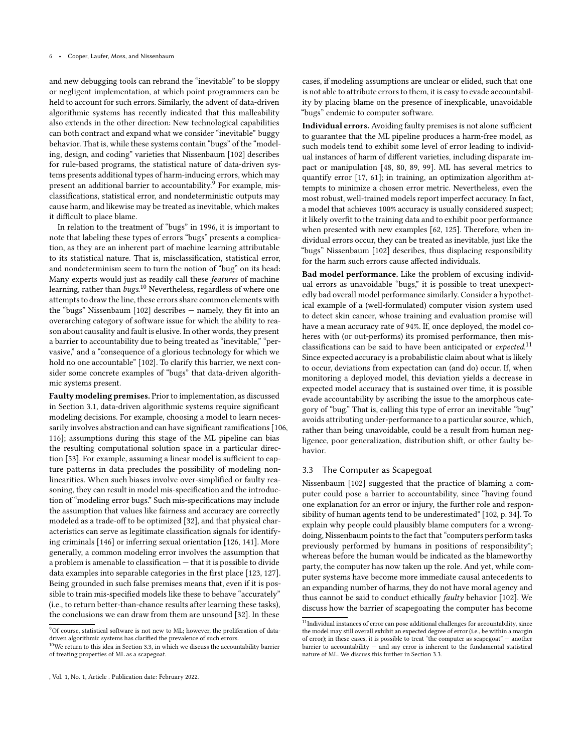and new debugging tools can rebrand the "inevitable" to be sloppy or negligent implementation, at which point programmers can be held to account for such errors. Similarly, the advent of data-driven algorithmic systems has recently indicated that this malleability also extends in the other direction: New technological capabilities can both contract and expand what we consider "inevitable" buggy behavior. That is, while these systems contain "bugs" of the "modeling, design, and coding" varieties that Nissenbaum [102] describes for rule-based programs, the statistical nature of data-driven systems presents additional types of harm-inducing errors, which may present an additional barrier to accountability.[9] For example, misclassifications, statistical error, and nondeterministic outputs may cause harm, and likewise may be treated as inevitable, which makes it difficult to place blame.

In relation to the treatment of "bugs" in 1996, it is important to note that labeling these types of errors "bugs" presents a complication, as they are an inherent part of machine learning attributable to its statistical nature. That is, misclassification, statistical error, and nondeterminism seem to turn the notion of "bug" on its head: Many experts would just as readily call these *features* of machine learning, rather than *bugs*.[10] Nevertheless, regardless of where one attempts to draw the line, these errors share common elements with the "bugs" Nissenbaum [102] describes — namely, they fit into an overarching category of software issue for which the ability to reason about causality and fault is elusive. In other words, they present a barrier to accountability due to being treated as "inevitable," "pervasive," and a "consequence of a glorious technology for which we hold no one accountable" [102]. To clarify this barrier, we next consider some concrete examples of "bugs" that data-driven algorithmic systems present.

**Faulty modeling premises.** Prior to implementation, as discussed in Section 3.1, data-driven algorithmic systems require significant modeling decisions. For example, choosing a model to learn necessarily involves abstraction and can have significant ramifications [106, 116]; assumptions during this stage of the ML pipeline can bias the resulting computational solution space in a particular direction [53]. For example, assuming a linear model is sufficient to capture patterns in data precludes the possibility of modeling nonlinearities. When such biases involve over-simplified or faulty reasoning, they can result in model mis-specification and the introduction of "modeling error bugs." Such mis-specifications may include the assumption that values like fairness and accuracy are correctly modeled as a trade-off to be optimized [32], and that physical characteristics can serve as legitimate classification signals for identifying criminals [146] or inferring sexual orientation [126, 141]. More generally, a common modeling error involves the assumption that a problem is amenable to classification — that it is possible to divide data examples into separable categories in the first place [123, 127]. Being grounded in such false premises means that, even if it is possible to train mis-specified models like these to behave "accurately" (i.e., to return better-than-chance results after learning these tasks), the conclusions we can draw from them are unsound [32]. In these cases, if modeling assumptions are unclear or elided, such that one is not able to attribute errors to them, it is easy to evade accountability by placing blame on the presence of inexplicable, unavoidable "bugs" endemic to computer software.

**Individual errors.** Avoiding faulty premises is not alone sufficient to guarantee that the ML pipeline produces a harm-free model, as such models tend to exhibit some level of error leading to individual instances of harm of different varieties, including disparate impact or manipulation [48, 80, 89, 99]. ML has several metrics to quantify error [17, 61]; in training, an optimization algorithm attempts to minimize a chosen error metric. Nevertheless, even the most robust, well-trained models report imperfect accuracy. In fact, a model that achieves 100% accuracy is usually considered suspect; it likely overfit to the training data and to exhibit poor performance when presented with new examples [62, 125]. Therefore, when individual errors occur, they can be treated as inevitable, just like the "bugs" Nissenbaum [102] describes, thus displacing responsibility for the harm such errors cause affected individuals.

**Bad model performance.** Like the problem of excusing individual errors as unavoidable "bugs," it is possible to treat unexpectedly bad overall model performance similarly. Consider a hypothetical example of a (well-formulated) computer vision system used to detect skin cancer, whose training and evaluation promise will have a mean accuracy rate of 94%. If, once deployed, the model coheres with (or out-performs) its promised performance, then misclassifications can be said to have been anticipated or *expected*.[11] Since expected accuracy is a probabilistic claim about what is likely to occur, deviations from expectation can (and do) occur. If, when monitoring a deployed model, this deviation yields a decrease in expected model accuracy that is sustained over time, it is possible evade accountability by ascribing the issue to the amorphous category of "bug." That is, calling this type of error an inevitable "bug" avoids attributing under-performance to a particular source, which, rather than being unavoidable, could be a result from human negligence, poor generalization, distribution shift, or other faulty behavior.

### 3.3 The Computer as Scapegoat

Nissenbaum [102] suggested that the practice of blaming a computer could pose a barrier to accountability, since "having found one explanation for an error or injury, the further role and responsibility of human agents tend to be underestimated" [102, p. 34]. To explain why people could plausibly blame computers for a wrongdoing, Nissenbaum points to the fact that "computers perform tasks previously performed by humans in positions of responsibility"; whereas before the human would be indicated as the blameworthy party, the computer has now taken up the role. And yet, while computer systems have become more immediate causal antecedents to an expanding number of harms, they do not have moral agency and thus cannot be said to conduct ethically *faulty* behavior [102]. We discuss how the barrier of scapegoating the computer has become

[9] Of course, statistical software is not new to ML; however, the proliferation of data-driven algorithmic systems has clarified the prevalence of such errors.

[10] We return to this idea in Section 3.3, in which we discuss the accountability barrier of treating properties of ML as a scapegoat.

[11] Individual instances of error can pose additional challenges for accountability, since the model may still overall exhibit an expected degree of error (i.e., be within a margin of error); in these cases, it is possible to treat "the computer as scapegoat" — another barrier to accountability — and say error is inherent to the fundamental statistical nature of ML. We discuss this further in Section 3.3.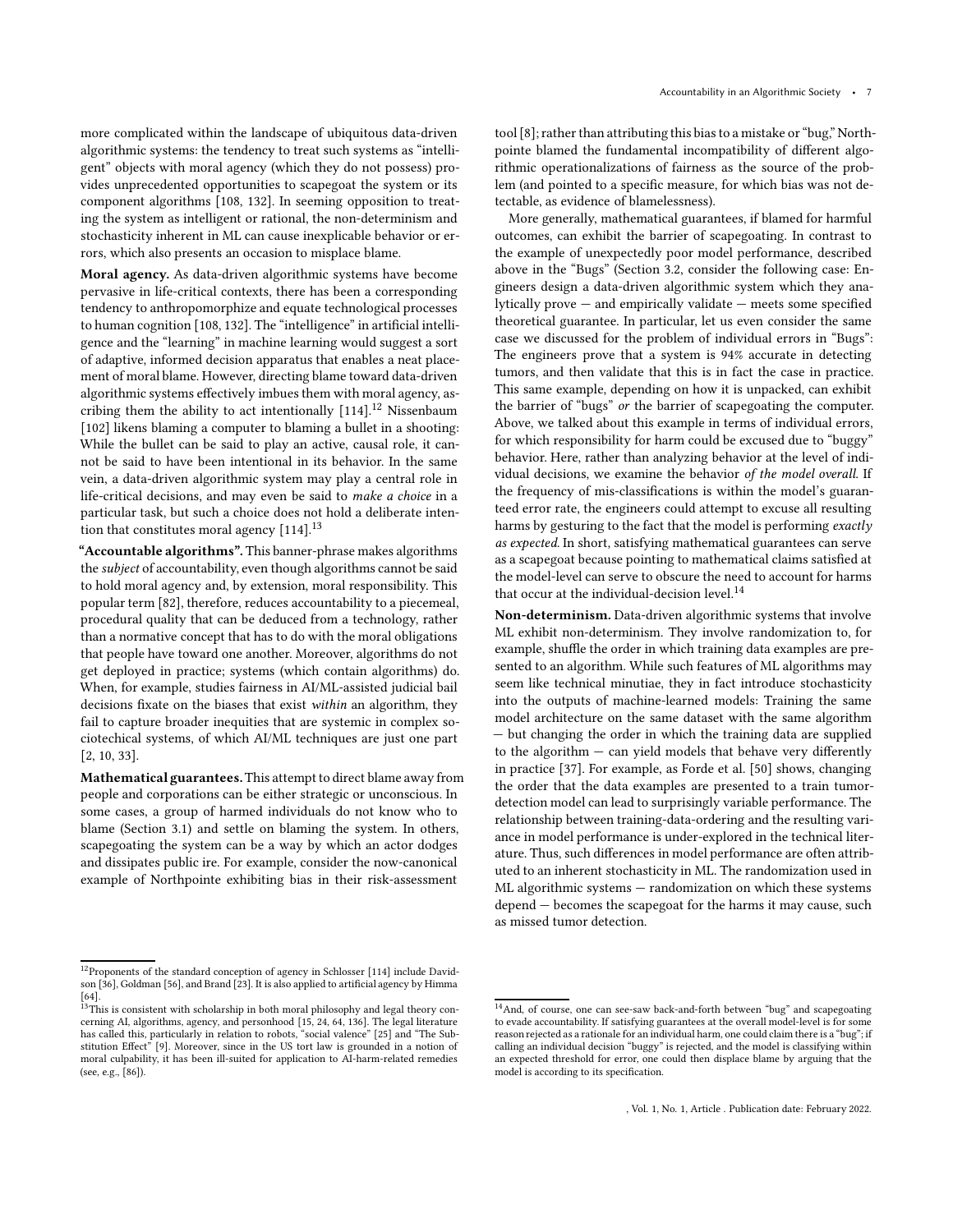more complicated within the landscape of ubiquitous data-driven algorithmic systems: the tendency to treat such systems as "intelligent" objects with moral agency (which they do not possess) provides unprecedented opportunities to scapegoat the system or its component algorithms [108, 132]. In seeming opposition to treating the system as intelligent or rational, the non-determinism and stochasticity inherent in ML can cause inexplicable behavior or errors, which also presents an occasion to misplace blame.

**Moral agency.** As data-driven algorithmic systems have become pervasive in life-critical contexts, there has been a corresponding tendency to anthropomorphize and equate technological processes to human cognition [108, 132]. The "intelligence" in artificial intelligence and the "learning" in machine learning would suggest a sort of adaptive, informed decision apparatus that enables a neat placement of moral blame. However, directing blame toward data-driven algorithmic systems effectively imbues them with moral agency, ascribing them the ability to act intentionally [114].[12] Nissenbaum [102] likens blaming a computer to blaming a bullet in a shooting: While the bullet can be said to play an active, causal role, it cannot be said to have been intentional in its behavior. In the same vein, a data-driven algorithmic system may play a central role in life-critical decisions, and may even be said to *make a choice* in a particular task, but such a choice does not hold a deliberate intention that constitutes moral agency [114].[13]

**"Accountable algorithms".** This banner-phrase makes algorithms the *subject* of accountability, even though algorithms cannot be said to hold moral agency and, by extension, moral responsibility. This popular term [82], therefore, reduces accountability to a piecemeal, procedural quality that can be deduced from a technology, rather than a normative concept that has to do with the moral obligations that people have toward one another. Moreover, algorithms do not get deployed in practice; systems (which contain algorithms) do. When, for example, studies fairness in AI/ML-assisted judicial bail decisions fixate on the biases that exist *within* an algorithm, they fail to capture broader inequities that are systemic in complex sociotechical systems, of which AI/ML techniques are just one part [2, 10, 33].

**Mathematical guarantees.** This attempt to direct blame away from people and corporations can be either strategic or unconscious. In some cases, a group of harmed individuals do not know who to blame (Section 3.1) and settle on blaming the system. In others, scapegoating the system can be a way by which an actor dodges and dissipates public ire. For example, consider the now-canonical example of Northpointe exhibiting bias in their risk-assessment tool [8]; rather than attributing this bias to a mistake or "bug," Northpointe blamed the fundamental incompatibility of different algorithmic operationalizations of fairness as the source of the problem (and pointed to a specific measure, for which bias was not detectable, as evidence of blamelessness).

More generally, mathematical guarantees, if blamed for harmful outcomes, can exhibit the barrier of scapegoating. In contrast to the example of unexpectedly poor model performance, described above in the "Bugs" (Section 3.2, consider the following case: Engineers design a data-driven algorithmic system which they analytically prove — and empirically validate — meets some specified theoretical guarantee. In particular, let us even consider the same case we discussed for the problem of individual errors in "Bugs": The engineers prove that a system is 94% accurate in detecting tumors, and then validate that this is in fact the case in practice. This same example, depending on how it is unpacked, can exhibit the barrier of "bugs" *or* the barrier of scapegoating the computer. Above, we talked about this example in terms of individual errors, for which responsibility for harm could be excused due to "buggy" behavior. Here, rather than analyzing behavior at the level of individual decisions, we examine the behavior *of the model overall*. If the frequency of mis-classifications is within the model's guaranteed error rate, the engineers could attempt to excuse all resulting harms by gesturing to the fact that the model is performing *exactly as expected.* In short, satisfying mathematical guarantees can serve as a scapegoat because pointing to mathematical claims satisfied at the model-level can serve to obscure the need to account for harms that occur at the individual-decision level.[14]

**Non-determinism.** Data-driven algorithmic systems that involve ML exhibit non-determinism. They involve randomization to, for example, shuffle the order in which training data examples are presented to an algorithm. While such features of ML algorithms may seem like technical minutiae, they in fact introduce stochasticity into the outputs of machine-learned models: Training the same model architecture on the same dataset with the same algorithm — but changing the order in which the training data are supplied to the algorithm — can yield models that behave very differently in practice [37]. For example, as Forde et al. [50] shows, changing the order that the data examples are presented to a train tumor-detection model can lead to surprisingly variable performance. The relationship between training-data-ordering and the resulting variance in model performance is under-explored in the technical literature. Thus, such differences in model performance are often attributed to an inherent stochasticity in ML. The randomization used in ML algorithmic systems — randomization on which these systems depend — becomes the scapegoat for the harms it may cause, such as missed tumor detection.

---

[12] Proponents of the standard conception of agency in Schlosser [114] include Davidson [36], Goldman [56], and Brand [23]. It is also applied to artificial agency by Himma [64].

[13] This is consistent with scholarship in both moral philosophy and legal theory concerning AI, algorithms, agency, and personhood [15, 24, 64, 136]. The legal literature has called this, particularly in relation to robots, "social valence" [25] and "The Substitution Effect" [9]. Moreover, since in the US tort law is grounded in a notion of moral culpability, it has been ill-suited for application to AI-harm-related remedies (see, e.g., [86]).

[14] And, of course, one can see-saw back-and-forth between "bug" and scapegoating to evade accountability. If satisfying guarantees at the overall model-level is for some reason rejected as a rationale for an individual harm, one could claim there is a "bug"; if calling an individual decision "buggy" is rejected, and the model is classifying within an expected threshold for error, one could then displace blame by arguing that the model is according to its specification.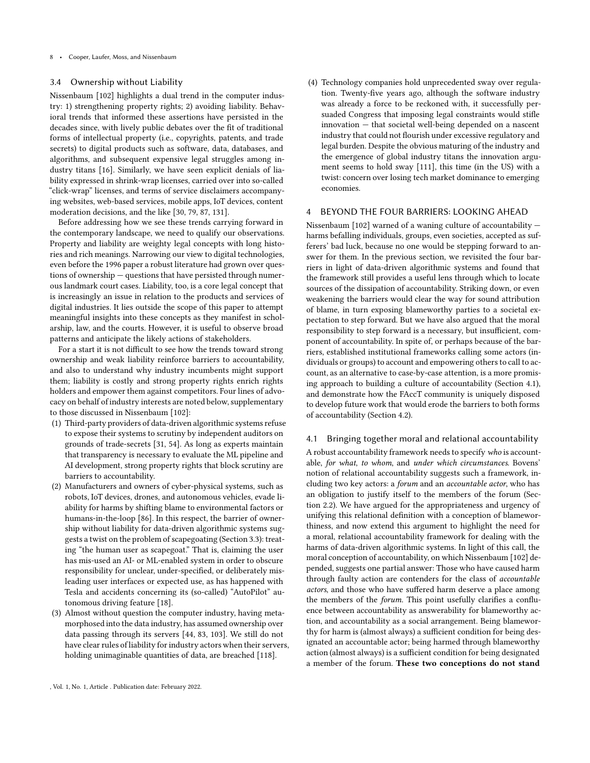### 3.4 Ownership without Liability

Nissenbaum [102] highlights a dual trend in the computer industry: 1) strengthening property rights; 2) avoiding liability. Behavioral trends that informed these assertions have persisted in the decades since, with lively public debates over the fit of traditional forms of intellectual property (i.e., copyrights, patents, and trade secrets) to digital products such as software, data, databases, and algorithms, and subsequent expensive legal struggles among industry titans [16]. Similarly, we have seen explicit denials of liability expressed in shrink-wrap licenses, carried over into so-called "click-wrap" licenses, and terms of service disclaimers accompanying websites, web-based services, mobile apps, IoT devices, content moderation decisions, and the like [30, 79, 87, 131].

Before addressing how we see these trends carrying forward in the contemporary landscape, we need to qualify our observations. Property and liability are weighty legal concepts with long histories and rich meanings. Narrowing our view to digital technologies, even before the 1996 paper a robust literature had grown over questions of ownership — questions that have persisted through numerous landmark court cases. Liability, too, is a core legal concept that is increasingly an issue in relation to the products and services of digital industries. It lies outside the scope of this paper to attempt meaningful insights into these concepts as they manifest in scholarship, law, and the courts. However, it is useful to observe broad patterns and anticipate the likely actions of stakeholders.

For a start it is not difficult to see how the trends toward strong ownership and weak liability reinforce barriers to accountability, and also to understand why industry incumbents might support them; liability is costly and strong property rights enrich rights holders and empower them against competitors. Four lines of advocacy on behalf of industry interests are noted below, supplementary to those discussed in Nissenbaum [102]:

1. Third-party providers of data-driven algorithmic systems refuse to expose their systems to scrutiny by independent auditors on grounds of trade-secrets [31, 54]. As long as experts maintain that transparency is necessary to evaluate the ML pipeline and AI development, strong property rights that block scrutiny are barriers to accountability.
2. Manufacturers and owners of cyber-physical systems, such as robots, IoT devices, drones, and autonomous vehicles, evade liability for harms by shifting blame to environmental factors or humans-in-the-loop [86]. In this respect, the barrier of ownership without liability for data-driven algorithmic systems suggests a twist on the problem of scapegoating (Section 3.3): treating "the human user as scapegoat." That is, claiming the user has mis-used an AI- or ML-enabled system in order to obscure responsibility for unclear, under-specified, or deliberately misleading user interfaces or expected use, as has happened with Tesla and accidents concerning its (so-called) "AutoPilot" autonomous driving feature [18].
3. Almost without question the computer industry, having metamorphosed into the data industry, has assumed ownership over data passing through its servers [44, 83, 103]. We still do not have clear rules of liability for industry actors when their servers, holding unimaginable quantities of data, are breached [118].
4. Technology companies hold unprecedented sway over regulation. Twenty-five years ago, although the software industry was already a force to be reckoned with, it successfully persuaded Congress that imposing legal constraints would stifle innovation — that societal well-being depended on a nascent industry that could not flourish under excessive regulatory and legal burden. Despite the obvious maturing of the industry and the emergence of global industry titans the innovation argument seems to hold sway [111], this time (in the US) with a twist: concern over losing tech market dominance to emerging economies.

## 4 BEYOND THE FOUR BARRIERS: LOOKING AHEAD

Nissenbaum [102] warned of a waning culture of accountability — harms befalling individuals, groups, even societies, accepted as sufferers' bad luck, because no one would be stepping forward to answer for them. In the previous section, we revisited the four barriers in light of data-driven algorithmic systems and found that the framework still provides a useful lens through which to locate sources of the dissipation of accountability. Striking down, or even weakening the barriers would clear the way for sound attribution of blame, in turn exposing blameworthy parties to a societal expectation to step forward. But we have also argued that the moral responsibility to step forward is a necessary, but insufficient, component of accountability. In spite of, or perhaps because of the barriers, established institutional frameworks calling some actors (individuals or groups) to account and empowering others to call to account, as an alternative to case-by-case attention, is a more promising approach to building a culture of accountability (Section 4.1), and demonstrate how the FAccT community is uniquely disposed to develop future work that would erode the barriers to both forms of accountability (Section 4.2).

### 4.1 Bringing together moral and relational accountability

A robust accountability framework needs to specify *who* is accountable, *for what*, *to whom*, and *under which circumstances*. Bovens' notion of relational accountability suggests such a framework, including two key actors: a *forum* and an *accountable actor*, who has an obligation to justify itself to the members of the forum (Section 2.2). We have argued for the appropriateness and urgency of unifying this relational definition with a conception of blameworthiness, and now extend this argument to highlight the need for a moral, relational accountability framework for dealing with the harms of data-driven algorithmic systems. In light of this call, the moral conception of accountability, on which Nissenbaum [102] depended, suggests one partial answer: Those who have caused harm through faulty action are contenders for the class of *accountable actors*, and those who have suffered harm deserve a place among the members of the *forum*. This point usefully clarifies a confluence between accountability as answerability for blameworthy action, and accountability as a social arrangement. Being blameworthy for harm is (almost always) a sufficient condition for being designated an accountable actor; being harmed through blameworthy action (almost always) is a sufficient condition for being designated a member of the forum. **These two conceptions do not stand**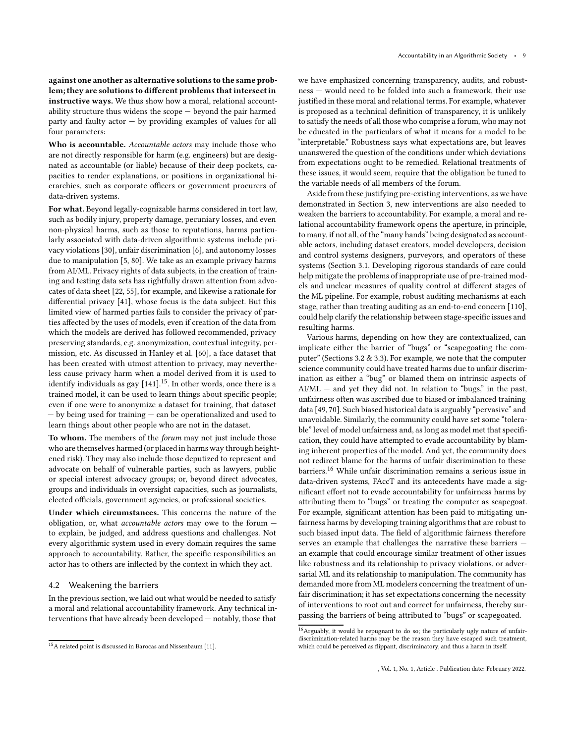**against one another as alternative solutions to the same problem; they are solutions to different problems that intersect in instructive ways.** We thus show how a moral, relational accountability structure thus widens the scope — beyond the pair harmed party and faulty actor — by providing examples of values for all four parameters:

**Who is accountable.** *Accountable actors* may include those who are not directly responsible for harm (e.g. engineers) but are designated as accountable (or liable) because of their deep pockets, capacities to render explanations, or positions in organizational hierarchies, such as corporate officers or government procurers of data-driven systems.

**For what.** Beyond legally-cognizable harms considered in tort law, such as bodily injury, property damage, pecuniary losses, and even non-physical harms, such as those to reputations, harms particularly associated with data-driven algorithmic systems include privacy violations [30], unfair discrimination [6], and autonomy losses due to manipulation [5, 80]. We take as an example privacy harms from AI/ML. Privacy rights of data subjects, in the creation of training and testing data sets has rightfully drawn attention from advocates of data sheet [22, 55], for example, and likewise a rationale for differential privacy [41], whose focus is the data subject. But this limited view of harmed parties fails to consider the privacy of parties affected by the uses of models, even if creation of the data from which the models are derived has followed recommended, privacy preserving standards, e.g. anonymization, contextual integrity, permission, etc. As discussed in Hanley et al. [60], a face dataset that has been created with utmost attention to privacy, may nevertheless cause privacy harm when a model derived from it is used to identify individuals as gay [141].[15]. In other words, once there is a trained model, it can be used to learn things about specific people; even if one were to anonymize a dataset for training, that dataset — by being used for training — can be operationalized and used to learn things about other people who are not in the dataset.

**To whom.** The members of the *forum* may not just include those who are themselves harmed (or placed in harms way through heightened risk). They may also include those deputized to represent and advocate on behalf of vulnerable parties, such as lawyers, public or special interest advocacy groups; or, beyond direct advocates, groups and individuals in oversight capacities, such as journalists, elected officials, government agencies, or professional societies.

**Under which circumstances.** This concerns the nature of the obligation, or, what *accountable actors* may owe to the forum — to explain, be judged, and address questions and challenges. Not every algorithmic system used in every domain requires the same approach to accountability. Rather, the specific responsibilities an actor has to others are inflected by the context in which they act.

## 4.2 Weakening the barriers

In the previous section, we laid out what would be needed to satisfy a moral and relational accountability framework. Any technical interventions that have already been developed — notably, those that we have emphasized concerning transparency, audits, and robustness — would need to be folded into such a framework, their use justified in these moral and relational terms. For example, whatever is proposed as a technical definition of transparency, it is unlikely to satisfy the needs of all those who comprise a forum, who may not be educated in the particulars of what it means for a model to be "interpretable." Robustness says what expectations are, but leaves unanswered the question of the conditions under which deviations from expectations ought to be remedied. Relational treatments of these issues, it would seem, require that the obligation be tuned to the variable needs of all members of the forum.

Aside from these justifying pre-existing interventions, as we have demonstrated in Section 3, new interventions are also needed to weaken the barriers to accountability. For example, a moral and relational accountability framework opens the aperture, in principle, to many, if not all, of the "many hands" being designated as accountable actors, including dataset creators, model developers, decision and control systems designers, purveyors, and operators of these systems (Section 3.1. Developing rigorous standards of care could help mitigate the problems of inappropriate use of pre-trained models and unclear measures of quality control at different stages of the ML pipeline. For example, robust auditing mechanisms at each stage, rather than treating auditing as an end-to-end concern [110], could help clarify the relationship between stage-specific issues and resulting harms.

Various harms, depending on how they are contextualized, can implicate either the barrier of "bugs" or "scapegoating the computer" (Sections 3.2 & 3.3). For example, we note that the computer science community could have treated harms due to unfair discrimination as either a "bug" or blamed them on intrinsic aspects of AI/ML — and yet they did not. In relation to "bugs," in the past, unfairness often was ascribed due to biased or imbalanced training data [49, 70]. Such biased historical data is arguably "pervasive" and unavoidable. Similarly, the community could have set some "tolerable" level of model unfairness and, as long as model met that specification, they could have attempted to evade accountability by blaming inherent properties of the model. And yet, the community does not redirect blame for the harms of unfair discrimination to these barriers.[16] While unfair discrimination remains a serious issue in data-driven systems, FAccT and its antecedents have made a significant effort not to evade accountability for unfairness harms by attributing them to "bugs" or treating the computer as scapegoat. For example, significant attention has been paid to mitigating unfairness harms by developing training algorithms that are robust to such biased input data. The field of algorithmic fairness therefore serves an example that challenges the narrative these barriers — an example that could encourage similar treatment of other issues like robustness and its relationship to privacy violations, or adversarial ML and its relationship to manipulation. The community has demanded more from ML modelers concerning the treatment of unfair discrimination; it has set expectations concerning the necessity of interventions to root out and correct for unfairness, thereby surpassing the barriers of being attributed to "bugs" or scapegoated.

[15] A related point is discussed in Barocas and Nissenbaum [11].

[16] Arguably, it would be repugnant to do so; the particularly ugly nature of unfair-discrimination-related harms may be the reason they have escaped such treatment, which could be perceived as flippant, discriminatory, and thus a harm in itself.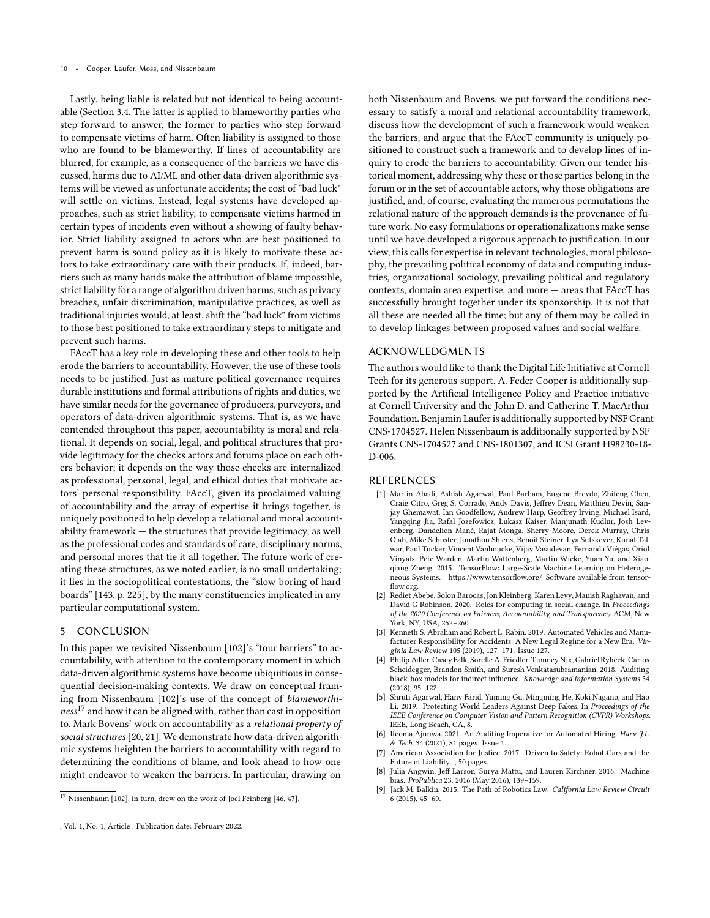Lastly, being liable is related but not identical to being accountable (Section 3.4. The latter is applied to blameworthy parties who step forward to answer, the former to parties who step forward to compensate victims of harm. Often liability is assigned to those who are found to be blameworthy. If lines of accountability are blurred, for example, as a consequence of the barriers we have discussed, harms due to AI/ML and other data-driven algorithmic systems will be viewed as unfortunate accidents; the cost of "bad luck" will settle on victims. Instead, legal systems have developed approaches, such as strict liability, to compensate victims harmed in certain types of incidents even without a showing of faulty behavior. Strict liability assigned to actors who are best positioned to prevent harm is sound policy as it is likely to motivate these actors to take extraordinary care with their products. If, indeed, barriers such as many hands make the attribution of blame impossible, strict liability for a range of algorithm driven harms, such as privacy breaches, unfair discrimination, manipulative practices, as well as traditional injuries would, at least, shift the "bad luck" from victims to those best positioned to take extraordinary steps to mitigate and prevent such harms.

FAccT has a key role in developing these and other tools to help erode the barriers to accountability. However, the use of these tools needs to be justified. Just as mature political governance requires durable institutions and formal attributions of rights and duties, we have similar needs for the governance of producers, purveyors, and operators of data-driven algorithmic systems. That is, as we have contended throughout this paper, accountability is moral and relational. It depends on social, legal, and political structures that provide legitimacy for the checks actors and forums place on each others behavior; it depends on the way those checks are internalized as professional, personal, legal, and ethical duties that motivate actors' personal responsibility. FAccT, given its proclaimed valuing of accountability and the array of expertise it brings together, is uniquely positioned to help develop a relational and moral accountability framework — the structures that provide legitimacy, as well as the professional codes and standards of care, disciplinary norms, and personal mores that tie it all together. The future work of creating these structures, as we noted earlier, is no small undertaking; it lies in the sociopolitical contestations, the "slow boring of hard boards" [143, p. 225], by the many constituencies implicated in any particular computational system.

## 5 CONCLUSION

In this paper we revisited Nissenbaum [102]'s "four barriers" to accountability, with attention to the contemporary moment in which data-driven algorithmic systems have become ubiquitious in consequential decision-making contexts. We draw on conceptual framing from Nissenbaum [102]'s use of the concept of *blameworthiness*[17] and how it can be aligned with, rather than cast in opposition to, Mark Bovens' work on accountability as a *relational property of social structures* [20, 21]. We demonstrate how data-driven algorithmic systems heighten the barriers to accountability with regard to determining the conditions of blame, and look ahead to how one might endeavor to weaken the barriers. In particular, drawing on both Nissenbaum and Bovens, we put forward the conditions necessary to satisfy a moral and relational accountability framework, discuss how the development of such a framework would weaken the barriers, and argue that the FAccT community is uniquely positioned to construct such a framework and to develop lines of inquiry to erode the barriers to accountability. Given our tender historical moment, addressing why these or those parties belong in the forum or in the set of accountable actors, why those obligations are justified, and, of course, evaluating the numerous permutations the relational nature of the approach demands is the provenance of future work. No easy formulations or operationalizations make sense until we have developed a rigorous approach to justification. In our view, this calls for expertise in relevant technologies, moral philosophy, the prevailing political economy of data and computing industries, organizational sociology, prevailing political and regulatory contexts, domain area expertise, and more — areas that FAccT has successfully brought together under its sponsorship. It is not that all these are needed all the time; but any of them may be called in to develop linkages between proposed values and social welfare.

[17] Nissenbaum [102], in turn, drew on the work of Joel Feinberg [46, 47].

## ACKNOWLEDGMENTS

The authors would like to thank the Digital Life Initiative at Cornell Tech for its generous support. A. Feder Cooper is additionally supported by the Artificial Intelligence Policy and Practice initiative at Cornell University and the John D. and Catherine T. MacArthur Foundation. Benjamin Laufer is additionally supported by NSF Grant CNS-1704527. Helen Nissenbaum is additionally supported by NSF Grants CNS-1704527 and CNS-1801307, and ICSI Grant H98230-18-D-006.

## REFERENCES

- [1] Martín Abadi, Ashish Agarwal, Paul Barham, Eugene Brevdo, Zhifeng Chen, Craig Citro, Greg S. Corrado, Andy Davis, Jeffrey Dean, Matthieu Devin, Sanjay Ghemawat, Ian Goodfellow, Andrew Harp, Geoffrey Irving, Michael Isard, Yangqing Jia, Rafal Jozefowicz, Lukasz Kaiser, Manjunath Kudlur, Josh Levenberg, Dandelion Mané, Rajat Monga, Sherry Moore, Derek Murray, Chris Olah, Mike Schuster, Jonathon Shlens, Benoit Steiner, Ilya Sutskever, Kunal Talwar, Paul Tucker, Vincent Vanhoucke, Vijay Vasudevan, Fernanda Viégas, Oriol Vinyals, Pete Warden, Martin Wattenberg, Martin Wicke, Yuan Yu, and Xiaoqiang Zheng. 2015. TensorFlow: Large-Scale Machine Learning on Heterogeneous Systems. https://www.tensorflow.org/ Software available from tensorflow.org.
- [2] Rediet Abebe, Solon Barocas, Jon Kleinberg, Karen Levy, Manish Raghavan, and David G Robinson. 2020. Roles for computing in social change. In *Proceedings of the 2020 Conference on Fairness, Accountability, and Transparency*. ACM, New York, NY, USA, 252–260.
- [3] Kenneth S. Abraham and Robert L. Rabin. 2019. Automated Vehicles and Manufacturer Responsibility for Accidents: A New Legal Regime for a New Era. *Virginia Law Review* 105 (2019), 127–171. Issue 127.
- [4] Philip Adler, Casey Falk, Sorelle A. Friedler, Tionney Nix, Gabriel Rybeck, Carlos Scheidegger, Brandon Smith, and Suresh Venkatasubramanian. 2018. Auditing black-box models for indirect influence. *Knowledge and Information Systems* 54 (2018), 95–122.
- [5] Shruti Agarwal, Hany Farid, Yuming Gu, Mingming He, Koki Nagano, and Hao Li. 2019. Protecting World Leaders Against Deep Fakes. In *Proceedings of the IEEE Conference on Computer Vision and Pattern Recognition (CVPR) Workshops*. IEEE, Long Beach, CA, 8.
- [6] Ifeoma Ajunwa. 2021. An Auditing Imperative for Automated Hiring. *Harv. J.L. & Tech.* 34 (2021), 81 pages. Issue 1.
- [7] American Association for Justice. 2017. Driven to Safety: Robot Cars and the Future of Liability. , 50 pages.
- [8] Julia Angwin, Jeff Larson, Surya Mattu, and Lauren Kirchner. 2016. Machine bias. *ProPublica* 23, 2016 (May 2016), 139–159.
- [9] Jack M. Balkin. 2015. The Path of Robotics Law. *California Law Review Circuit* 6 (2015), 45–60.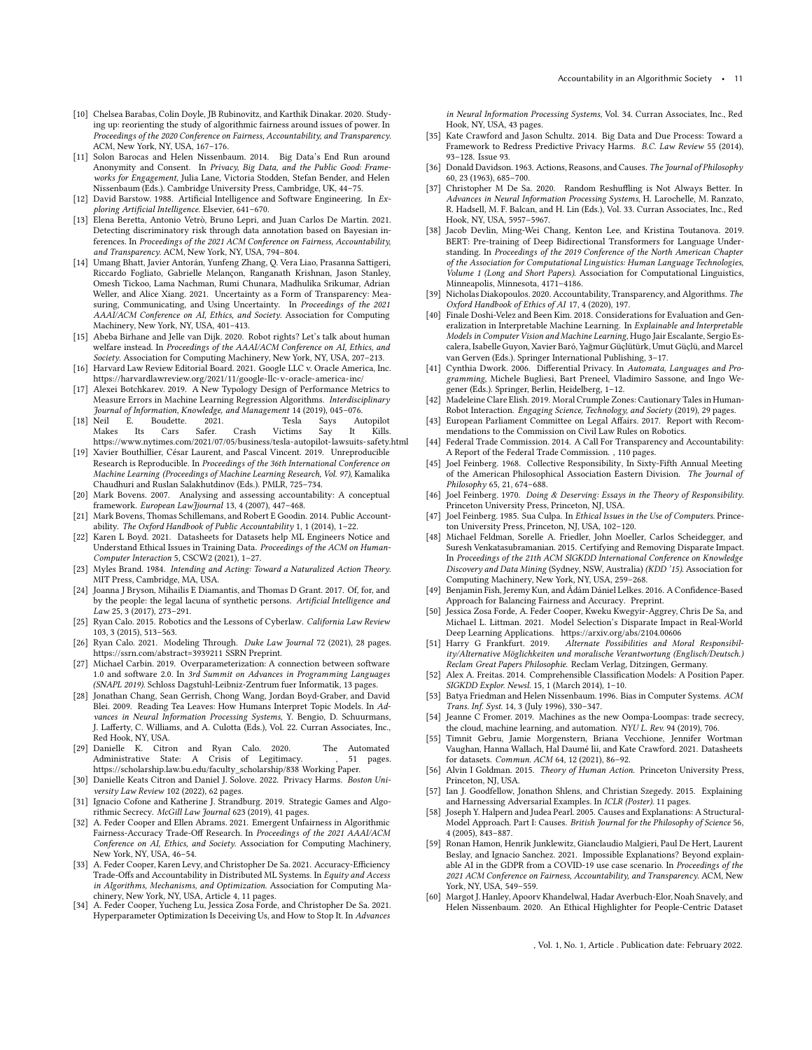[10] Chelsea Barabas, Colin Doyle, JB Rubinovitz, and Karthik Dinakar. 2020. Studying up: reorienting the study of algorithmic fairness around issues of power. In *Proceedings of the 2020 Conference on Fairness, Accountability, and Transparency*. ACM, New York, NY, USA, 167–176.

[11] Solon Barocas and Helen Nissenbaum. 2014. Big Data's End Run around Anonymity and Consent. In *Privacy, Big Data, and the Public Good: Frameworks for Engagement*, Julia Lane, Victoria Stodden, Stefan Bender, and Helen Nissenbaum (Eds.). Cambridge University Press, Cambridge, UK, 44–75.

[12] David Barstow. 1988. Artificial Intelligence and Software Engineering. In *Exploring Artificial Intelligence*. Elsevier, 641–670.

[13] Elena Beretta, Antonio Vetrò, Bruno Lepri, and Juan Carlos De Martin. 2021. Detecting discriminatory risk through data annotation based on Bayesian inferences. In *Proceedings of the 2021 ACM Conference on Fairness, Accountability, and Transparency*. ACM, New York, NY, USA, 794–804.

[14] Umang Bhatt, Javier Antorán, Yunfeng Zhang, Q. Vera Liao, Prasanna Sattigeri, Riccardo Fogliato, Gabrielle Melançon, Ranganath Krishnan, Jason Stanley, Omesh Tickoo, Lama Nachman, Rumi Chunara, Madhulika Srikumar, Adrian Weller, and Alice Xiang. 2021. Uncertainty as a Form of Transparency: Measuring, Communicating, and Using Uncertainty. In *Proceedings of the 2021 AAAI/ACM Conference on AI, Ethics, and Society*. Association for Computing Machinery, New York, NY, USA, 401–413.

[15] Abeba Birhane and Jelle van Dijk. 2020. Robot rights? Let's talk about human welfare instead. In *Proceedings of the AAAI/ACM Conference on AI, Ethics, and Society*. Association for Computing Machinery, New York, NY, USA, 207–213.

[16] Harvard Law Review Editorial Board. 2021. Google LLC v. Oracle America, Inc. https://harvardlawreview.org/2021/11/google-llc-v-oracle-america-inc/

[17] Alexei Botchkarev. 2019. A New Typology Design of Performance Metrics to Measure Errors in Machine Learning Regression Algorithms. *Interdisciplinary Journal of Information, Knowledge, and Management* 14 (2019), 045–076.

[18] Neil E. Boudette. 2021. Tesla Says Autopilot Makes Its Cars Safer. Crash Victims Say It Kills. https://www.nytimes.com/2021/07/05/business/tesla-autopilot-lawsuits-safety.html

[19] Xavier Bouthillier, César Laurent, and Pascal Vincent. 2019. Unreproducible Research is Reproducible. In *Proceedings of the 36th International Conference on Machine Learning (Proceedings of Machine Learning Research, Vol. 97)*, Kamalika Chaudhuri and Ruslan Salakhutdinov (Eds.). PMLR, 725–734.

[20] Mark Bovens. 2007. Analysing and assessing accountability: A conceptual framework. *European Law Journal* 13, 4 (2007), 447–468.

[21] Mark Bovens, Thomas Schillemans, and Robert E Goodin. 2014. Public Accountability. *The Oxford Handbook of Public Accountability* 1, 1 (2014), 1–22.

[22] Karen L Boyd. 2021. Datasheets for Datasets help ML Engineers Notice and Understand Ethical Issues in Training Data. *Proceedings of the ACM on Human-Computer Interaction* 5, CSCW2 (2021), 1–27.

[23] Myles Brand. 1984. *Intending and Acting: Toward a Naturalized Action Theory*. MIT Press, Cambridge, MA, USA.

[24] Joanna J Bryson, Mihailis E Diamantis, and Thomas D Grant. 2017. Of, for, and by the people: the legal lacuna of synthetic persons. *Artificial Intelligence and Law* 25, 3 (2017), 273–291.

[25] Ryan Calo. 2015. Robotics and the Lessons of Cyberlaw. *California Law Review* 103, 3 (2015), 513–563.

[26] Ryan Calo. 2021. Modeling Through. *Duke Law Journal* 72 (2021), 28 pages. https://ssrn.com/abstract=3939211 SSRN Preprint.

[27] Michael Carbin. 2019. Overparameterization: A connection between software 1.0 and software 2.0. In *3rd Summit on Advances in Programming Languages (SNAPL 2019)*. Schloss Dagstuhl-Leibniz-Zentrum fuer Informatik, 13 pages.

[28] Jonathan Chang, Sean Gerrish, Chong Wang, Jordan Boyd-Graber, and David Blei. 2009. Reading Tea Leaves: How Humans Interpret Topic Models. In *Advances in Neural Information Processing Systems*, Y. Bengio, D. Schuurmans, J. Lafferty, C. Williams, and A. Culotta (Eds.), Vol. 22. Curran Associates, Inc., Red Hook, NY, USA.

[29] Danielle K. Citron and Ryan Calo. 2020. The Automated Administrative State: A Crisis of Legitimacy. , 51 pages. https://scholarship.law.bu.edu/faculty_scholarship/838 Working Paper.

[30] Danielle Keats Citron and Daniel J. Solove. 2022. Privacy Harms. *Boston University Law Review* 102 (2022), 62 pages.

[31] Ignacio Cofone and Katherine J. Strandburg. 2019. Strategic Games and Algorithmic Secrecy. *McGill Law Journal* 623 (2019), 41 pages.

[32] A. Feder Cooper and Ellen Abrams. 2021. Emergent Unfairness in Algorithmic Fairness-Accuracy Trade-Off Research. In *Proceedings of the 2021 AAAI/ACM Conference on AI, Ethics, and Society*. Association for Computing Machinery, New York, NY, USA, 46–54.

[33] A. Feder Cooper, Karen Levy, and Christopher De Sa. 2021. Accuracy-Efficiency Trade-Offs and Accountability in Distributed ML Systems. In *Equity and Access in Algorithms, Mechanisms, and Optimization*. Association for Computing Machinery, New York, NY, USA, Article 4, 11 pages.

[34] A. Feder Cooper, Yucheng Lu, Jessica Zosa Forde, and Christopher De Sa. 2021. Hyperparameter Optimization Is Deceiving Us, and How to Stop It. In *Advances in Neural Information Processing Systems*, Vol. 34. Curran Associates, Inc., Red Hook, NY, USA, 43 pages.

[35] Kate Crawford and Jason Schultz. 2014. Big Data and Due Process: Toward a Framework to Redress Predictive Privacy Harms. *B.C. Law Review* 55 (2014), 93–128. Issue 93.

[36] Donald Davidson. 1963. Actions, Reasons, and Causes. *The Journal of Philosophy* 60, 23 (1963), 685–700.

[37] Christopher M De Sa. 2020. Random Reshuffling is Not Always Better. In *Advances in Neural Information Processing Systems*, H. Larochelle, M. Ranzato, R. Hadsell, M. F. Balcan, and H. Lin (Eds.), Vol. 33. Curran Associates, Inc., Red Hook, NY, USA, 5957–5967.

[38] Jacob Devlin, Ming-Wei Chang, Kenton Lee, and Kristina Toutanova. 2019. BERT: Pre-training of Deep Bidirectional Transformers for Language Understanding. In *Proceedings of the 2019 Conference of the North American Chapter of the Association for Computational Linguistics: Human Language Technologies, Volume 1 (Long and Short Papers)*. Association for Computational Linguistics, Minneapolis, Minnesota, 4171–4186.

[39] Nicholas Diakopoulos. 2020. Accountability, Transparency, and Algorithms. *The Oxford Handbook of Ethics of AI* 17, 4 (2020), 197.

[40] Finale Doshi-Velez and Been Kim. 2018. Considerations for Evaluation and Generalization in Interpretable Machine Learning. In *Explainable and Interpretable Models in Computer Vision and Machine Learning*, Hugo Jair Escalante, Sergio Escalera, Isabelle Guyon, Xavier Baró, Yağmur Güçlütürk, Umut Güçlü, and Marcel van Gerven (Eds.). Springer International Publishing, 3–17.

[41] Cynthia Dwork. 2006. Differential Privacy. In *Automata, Languages and Programming*, Michele Bugliesi, Bart Preneel, Vladimiro Sassone, and Ingo Wegener (Eds.). Springer, Berlin, Heidelberg, 1–12.

[42] Madeleine Clare Elish. 2019. Moral Crumple Zones: Cautionary Tales in Human-Robot Interaction. *Engaging Science, Technology, and Society* (2019), 29 pages.

[43] European Parliament Committee on Legal Affairs. 2017. Report with Recommendations to the Commission on Civil Law Rules on Robotics.

[44] Federal Trade Commission. 2014. A Call For Transparency and Accountability: A Report of the Federal Trade Commission. , 110 pages.

[45] Joel Feinberg. 1968. Collective Responsibility, In Sixty-Fifth Annual Meeting of the American Philosophical Association Eastern Division. *The Journal of Philosophy* 65, 21, 674–688.

[46] Joel Feinberg. 1970. *Doing & Deserving: Essays in the Theory of Responsibility*. Princeton University Press, Princeton, NJ, USA.

[47] Joel Feinberg. 1985. Sua Culpa. In *Ethical Issues in the Use of Computers*. Princeton University Press, Princeton, NJ, USA, 102–120.

[48] Michael Feldman, Sorelle A. Friedler, John Moeller, Carlos Scheidegger, and Suresh Venkatasubramanian. 2015. Certifying and Removing Disparate Impact. In *Proceedings of the 21th ACM SIGKDD International Conference on Knowledge Discovery and Data Mining* (Sydney, NSW, Australia) *(KDD '15)*. Association for Computing Machinery, New York, NY, USA, 259–268.

[49] Benjamin Fish, Jeremy Kun, and Ádám Dániel Lelkes. 2016. A Confidence-Based Approach for Balancing Fairness and Accuracy. Preprint.

[50] Jessica Zosa Forde, A. Feder Cooper, Kweku Kwegyir-Aggrey, Chris De Sa, and Michael L. Littman. 2021. Model Selection's Disparate Impact in Real-World Deep Learning Applications. https://arxiv.org/abs/2104.00606

[51] Harry G Frankfurt. 2019. *Alternate Possibilities and Moral Responsibility/Alternative Möglichkeiten und moralische Verantwortung (Englisch/Deutsch.) Reclam Great Papers Philosophie*. Reclam Verlag, Ditzingen, Germany.

[52] Alex A. Freitas. 2014. Comprehensible Classification Models: A Position Paper. *SIGKDD Explor. Newsl.* 15, 1 (March 2014), 1–10.

[53] Batya Friedman and Helen Nissenbaum. 1996. Bias in Computer Systems. *ACM Trans. Inf. Syst.* 14, 3 (July 1996), 330–347.

[54] Jeanne C Fromer. 2019. Machines as the new Oompa-Loompas: trade secrecy, the cloud, machine learning, and automation. *NYU L. Rev.* 94 (2019), 706.

[55] Timnit Gebru, Jamie Morgenstern, Briana Vecchione, Jennifer Wortman Vaughan, Hanna Wallach, Hal Daumé Iii, and Kate Crawford. 2021. Datasheets for datasets. *Commun. ACM* 64, 12 (2021), 86–92.

[56] Alvin I Goldman. 2015. *Theory of Human Action*. Princeton University Press, Princeton, NJ, USA.

[57] Ian J. Goodfellow, Jonathon Shlens, and Christian Szegedy. 2015. Explaining and Harnessing Adversarial Examples. In *ICLR (Poster)*. 11 pages.

[58] Joseph Y. Halpern and Judea Pearl. 2005. Causes and Explanations: A Structural-Model Approach. Part I: Causes. *British Journal for the Philosophy of Science* 56, 4 (2005), 843–887.

[59] Ronan Hamon, Henrik Junklewitz, Gianclaudio Malgieri, Paul De Hert, Laurent Beslay, and Ignacio Sanchez. 2021. Impossible Explanations? Beyond explainable AI in the GDPR from a COVID-19 use case scenario. In *Proceedings of the 2021 ACM Conference on Fairness, Accountability, and Transparency*. ACM, New York, NY, USA, 549–559.

[60] Margot J. Hanley, Apoorv Khandelwal, Hadar Averbuch-Elor, Noah Snavely, and Helen Nissenbaum. 2020. An Ethical Highlighter for People-Centric Dataset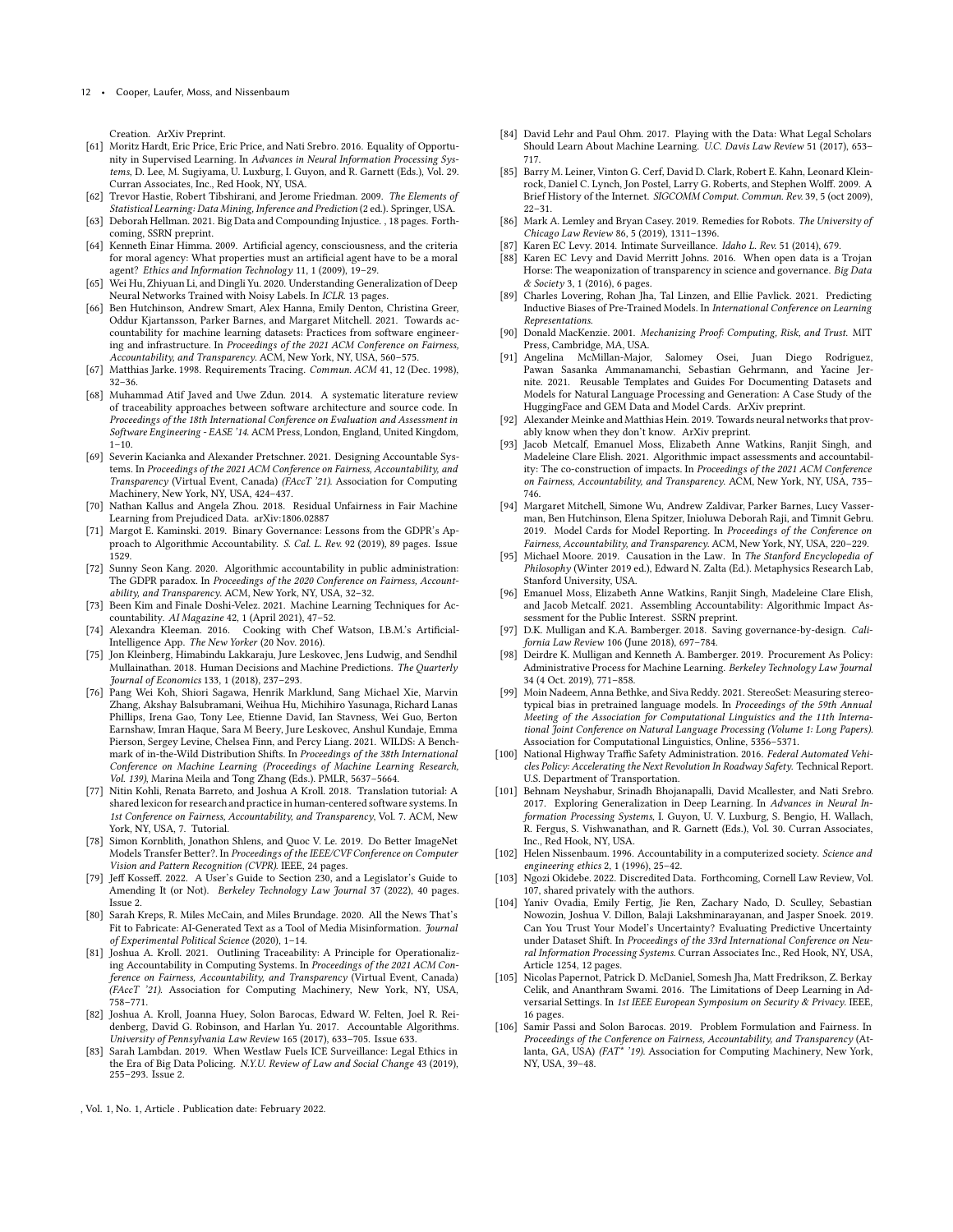Creation. ArXiv Preprint.

[61] Moritz Hardt, Eric Price, Eric Price, and Nati Srebro. 2016. Equality of Opportunity in Supervised Learning. In *Advances in Neural Information Processing Systems*, D. Lee, M. Sugiyama, U. Luxburg, I. Guyon, and R. Garnett (Eds.), Vol. 29. Curran Associates, Inc., Red Hook, NY, USA.

[62] Trevor Hastie, Robert Tibshirani, and Jerome Friedman. 2009. *The Elements of Statistical Learning: Data Mining, Inference and Prediction* (2 ed.). Springer, USA.

[63] Deborah Hellman. 2021. Big Data and Compounding Injustice. , 18 pages. Forthcoming, SSRN preprint.

[64] Kenneth Einar Himma. 2009. Artificial agency, consciousness, and the criteria for moral agency: What properties must an artificial agent have to be a moral agent? *Ethics and Information Technology* 11, 1 (2009), 19–29.

[65] Wei Hu, Zhiyuan Li, and Dingli Yu. 2020. Understanding Generalization of Deep Neural Networks Trained with Noisy Labels. In *ICLR*. 13 pages.

[66] Ben Hutchinson, Andrew Smart, Alex Hanna, Emily Denton, Christina Greer, Oddur Kjartansson, Parker Barnes, and Margaret Mitchell. 2021. Towards accountability for machine learning datasets: Practices from software engineering and infrastructure. In *Proceedings of the 2021 ACM Conference on Fairness, Accountability, and Transparency*. ACM, New York, NY, USA, 560–575.

[67] Matthias Jarke. 1998. Requirements Tracing. *Commun. ACM* 41, 12 (Dec. 1998), 32–36.

[68] Muhammad Atif Javed and Uwe Zdun. 2014. A systematic literature review of traceability approaches between software architecture and source code. In *Proceedings of the 18th International Conference on Evaluation and Assessment in Software Engineering - EASE '14*. ACM Press, London, England, United Kingdom, 1–10.

[69] Severin Kacianka and Alexander Pretschner. 2021. Designing Accountable Systems. In *Proceedings of the 2021 ACM Conference on Fairness, Accountability, and Transparency* (Virtual Event, Canada) *(FAccT '21)*. Association for Computing Machinery, New York, NY, USA, 424–437.

[70] Nathan Kallus and Angela Zhou. 2018. Residual Unfairness in Fair Machine Learning from Prejudiced Data. arXiv:1806.02887

[71] Margot E. Kaminski. 2019. Binary Governance: Lessons from the GDPR's Approach to Algorithmic Accountability. *S. Cal. L. Rev.* 92 (2019), 89 pages. Issue 1529.

[72] Sunny Seon Kang. 2020. Algorithmic accountability in public administration: The GDPR paradox. In *Proceedings of the 2020 Conference on Fairness, Accountability, and Transparency*. ACM, New York, NY, USA, 32–32.

[73] Been Kim and Finale Doshi-Velez. 2021. Machine Learning Techniques for Accountability. *AI Magazine* 42, 1 (April 2021), 47–52.

[74] Alexandra Kleeman. 2016. Cooking with Chef Watson, I.B.M.'s Artificial-Intelligence App. *The New Yorker* (20 Nov. 2016).

[75] Jon Kleinberg, Himabindu Lakkaraju, Jure Leskovec, Jens Ludwig, and Sendhil Mullainathan. 2018. Human Decisions and Machine Predictions. *The Quarterly Journal of Economics* 133, 1 (2018), 237–293.

[76] Pang Wei Koh, Shiori Sagawa, Henrik Marklund, Sang Michael Xie, Marvin Zhang, Akshay Balsubramani, Weihua Hu, Michihiro Yasunaga, Richard Lanas Phillips, Irena Gao, Tony Lee, Etienne David, Ian Stavness, Wei Guo, Berton Earnshaw, Imran Haque, Sara M Beery, Jure Leskovec, Anshul Kundaje, Emma Pierson, Sergey Levine, Chelsea Finn, and Percy Liang. 2021. WILDS: A Benchmark of in-the-Wild Distribution Shifts. In *Proceedings of the 38th International Conference on Machine Learning (Proceedings of Machine Learning Research, Vol. 139)*, Marina Meila and Tong Zhang (Eds.). PMLR, 5637–5664.

[77] Nitin Kohli, Renata Barreto, and Joshua A Kroll. 2018. Translation tutorial: A shared lexicon for research and practice in human-centered software systems. In *1st Conference on Fairness, Accountability, and Transparency*, Vol. 7. ACM, New York, NY, USA, 7. Tutorial.

[78] Simon Kornblith, Jonathon Shlens, and Quoc V. Le. 2019. Do Better ImageNet Models Transfer Better?. In *Proceedings of the IEEE/CVF Conference on Computer Vision and Pattern Recognition (CVPR)*. IEEE, 24 pages.

[79] Jeff Kosseff. 2022. A User's Guide to Section 230, and a Legislator's Guide to Amending It (or Not). *Berkeley Technology Law Journal* 37 (2022), 40 pages. Issue 2.

[80] Sarah Kreps, R. Miles McCain, and Miles Brundage. 2020. All the News That's Fit to Fabricate: AI-Generated Text as a Tool of Media Misinformation. *Journal of Experimental Political Science* (2020), 1–14.

[81] Joshua A. Kroll. 2021. Outlining Traceability: A Principle for Operationalizing Accountability in Computing Systems. In *Proceedings of the 2021 ACM Conference on Fairness, Accountability, and Transparency* (Virtual Event, Canada) *(FAccT '21)*. Association for Computing Machinery, New York, NY, USA, 758–771.

[82] Joshua A. Kroll, Joanna Huey, Solon Barocas, Edward W. Felten, Joel R. Reidenberg, David G. Robinson, and Harlan Yu. 2017. Accountable Algorithms. *University of Pennsylvania Law Review* 165 (2017), 633–705. Issue 633.

[83] Sarah Lambdan. 2019. When Westlaw Fuels ICE Surveillance: Legal Ethics in the Era of Big Data Policing. *N.Y.U. Review of Law and Social Change* 43 (2019), 255–293. Issue 2.

[84] David Lehr and Paul Ohm. 2017. Playing with the Data: What Legal Scholars Should Learn About Machine Learning. *U.C. Davis Law Review* 51 (2017), 653–717.

[85] Barry M. Leiner, Vinton G. Cerf, David D. Clark, Robert E. Kahn, Leonard Kleinrock, Daniel C. Lynch, Jon Postel, Larry G. Roberts, and Stephen Wolff. 2009. A Brief History of the Internet. *SIGCOMM Comput. Commun. Rev.* 39, 5 (oct 2009), 22–31.

[86] Mark A. Lemley and Bryan Casey. 2019. Remedies for Robots. *The University of Chicago Law Review* 86, 5 (2019), 1311–1396.

[87] Karen EC Levy. 2014. Intimate Surveillance. *Idaho L. Rev.* 51 (2014), 679.

[88] Karen EC Levy and David Merritt Johns. 2016. When open data is a Trojan Horse: The weaponization of transparency in science and governance. *Big Data & Society* 3, 1 (2016), 6 pages.

[89] Charles Lovering, Rohan Jha, Tal Linzen, and Ellie Pavlick. 2021. Predicting Inductive Biases of Pre-Trained Models. In *International Conference on Learning Representations*.

[90] Donald MacKenzie. 2001. *Mechanizing Proof: Computing, Risk, and Trust*. MIT Press, Cambridge, MA, USA.

[91] Angelina McMillan-Major, Salomey Osei, Juan Diego Rodriguez, Pawan Sasanka Ammanamanchi, Sebastian Gehrmann, and Yacine Jernite. 2021. Reusable Templates and Guides For Documenting Datasets and Models for Natural Language Processing and Generation: A Case Study of the HuggingFace and GEM Data and Model Cards. ArXiv preprint.

[92] Alexander Meinke and Matthias Hein. 2019. Towards neural networks that provably know when they don't know. ArXiv preprint.

[93] Jacob Metcalf, Emanuel Moss, Elizabeth Anne Watkins, Ranjit Singh, and Madeleine Clare Elish. 2021. Algorithmic impact assessments and accountability: The co-construction of impacts. In *Proceedings of the 2021 ACM Conference on Fairness, Accountability, and Transparency*. ACM, New York, NY, USA, 735–746.

[94] Margaret Mitchell, Simone Wu, Andrew Zaldivar, Parker Barnes, Lucy Vasserman, Ben Hutchinson, Elena Spitzer, Inioluwa Deborah Raji, and Timnit Gebru. 2019. Model Cards for Model Reporting. In *Proceedings of the Conference on Fairness, Accountability, and Transparency*. ACM, New York, NY, USA, 220–229.

[95] Michael Moore. 2019. Causation in the Law. In *The Stanford Encyclopedia of Philosophy* (Winter 2019 ed.), Edward N. Zalta (Ed.). Metaphysics Research Lab, Stanford University, USA.

[96] Emanuel Moss, Elizabeth Anne Watkins, Ranjit Singh, Madeleine Clare Elish, and Jacob Metcalf. 2021. Assembling Accountability: Algorithmic Impact Assessment for the Public Interest. SSRN preprint.

[97] D.K. Mulligan and K.A. Bamberger. 2018. Saving governance-by-design. *California Law Review* 106 (June 2018), 697–784.

[98] Deirdre K. Mulligan and Kenneth A. Bamberger. 2019. Procurement As Policy: Administrative Process for Machine Learning. *Berkeley Technology Law Journal* 34 (4 Oct. 2019), 771–858.

[99] Moin Nadeem, Anna Bethke, and Siva Reddy. 2021. StereoSet: Measuring stereotypical bias in pretrained language models. In *Proceedings of the 59th Annual Meeting of the Association for Computational Linguistics and the 11th International Joint Conference on Natural Language Processing (Volume 1: Long Papers)*. Association for Computational Linguistics, Online, 5356–5371.

[100] National Highway Traffic Safety Administration. 2016. *Federal Automated Vehicles Policy: Accelerating the Next Revolution In Roadway Safety*. Technical Report. U.S. Department of Transportation.

[101] Behnam Neyshabur, Srinadh Bhojanapalli, David Mcallester, and Nati Srebro. 2017. Exploring Generalization in Deep Learning. In *Advances in Neural Information Processing Systems*, I. Guyon, U. V. Luxburg, S. Bengio, H. Wallach, R. Fergus, S. Vishwanathan, and R. Garnett (Eds.), Vol. 30. Curran Associates, Inc., Red Hook, NY, USA.

[102] Helen Nissenbaum. 1996. Accountability in a computerized society. *Science and engineering ethics* 2, 1 (1996), 25–42.

[103] Ngozi Okidebe. 2022. Discredited Data. Forthcoming, Cornell Law Review, Vol. 107, shared privately with the authors.

[104] Yaniv Ovadia, Emily Fertig, Jie Ren, Zachary Nado, D. Sculley, Sebastian Nowozin, Joshua V. Dillon, Balaji Lakshminarayanan, and Jasper Snoek. 2019. Can You Trust Your Model's Uncertainty? Evaluating Predictive Uncertainty under Dataset Shift. In *Proceedings of the 33rd International Conference on Neural Information Processing Systems*. Curran Associates Inc., Red Hook, NY, USA, Article 1254, 12 pages.

[105] Nicolas Papernot, Patrick D. McDaniel, Somesh Jha, Matt Fredrikson, Z. Berkay Celik, and Ananthram Swami. 2016. The Limitations of Deep Learning in Adversarial Settings. In *1st IEEE European Symposium on Security & Privacy*. IEEE, 16 pages.

[106] Samir Passi and Solon Barocas. 2019. Problem Formulation and Fairness. In *Proceedings of the Conference on Fairness, Accountability, and Transparency* (Atlanta, GA, USA) *(FAT* '19)*. Association for Computing Machinery, New York, NY, USA, 39–48.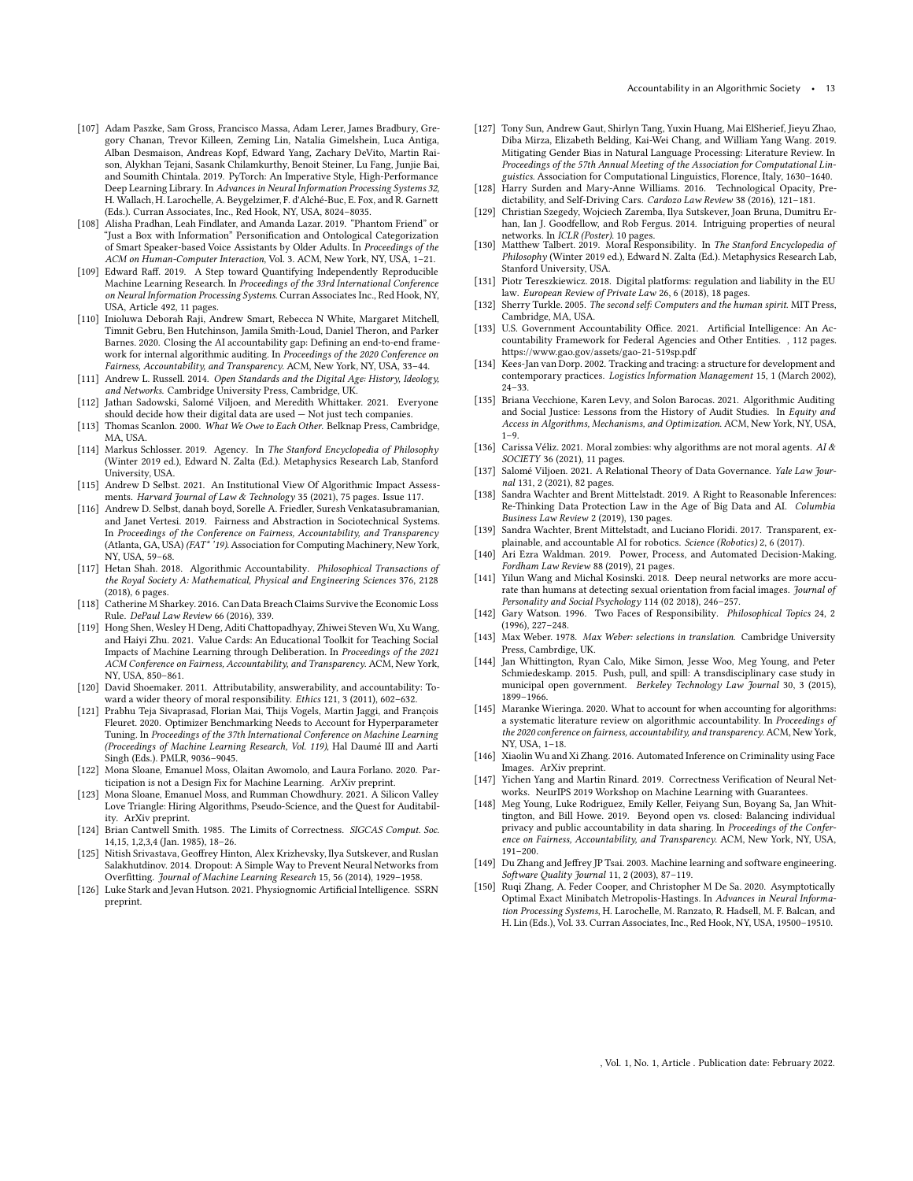[107] Adam Paszke, Sam Gross, Francisco Massa, Adam Lerer, James Bradbury, Gregory Chanan, Trevor Killeen, Zeming Lin, Natalia Gimelshein, Luca Antiga, Alban Desmaison, Andreas Kopf, Edward Yang, Zachary DeVito, Martin Raison, Alykhan Tejani, Sasank Chilamkurthy, Benoit Steiner, Lu Fang, Junjie Bai, and Soumith Chintala. 2019. PyTorch: An Imperative Style, High-Performance Deep Learning Library. In *Advances in Neural Information Processing Systems 32*, H. Wallach, H. Larochelle, A. Beygelzimer, F. d'Alché-Buc, E. Fox, and R. Garnett (Eds.). Curran Associates, Inc., Red Hook, NY, USA, 8024–8035.

[108] Alisha Pradhan, Leah Findlater, and Amanda Lazar. 2019. "Phantom Friend" or "Just a Box with Information" Personification and Ontological Categorization of Smart Speaker-based Voice Assistants by Older Adults. In *Proceedings of the ACM on Human-Computer Interaction*, Vol. 3. ACM, New York, NY, USA, 1–21.

[109] Edward Raff. 2019. A Step toward Quantifying Independently Reproducible Machine Learning Research. In *Proceedings of the 33rd International Conference on Neural Information Processing Systems*. Curran Associates Inc., Red Hook, NY, USA, Article 492, 11 pages.

[110] Inioluwa Deborah Raji, Andrew Smart, Rebecca N White, Margaret Mitchell, Timnit Gebru, Ben Hutchinson, Jamila Smith-Loud, Daniel Theron, and Parker Barnes. 2020. Closing the AI accountability gap: Defining an end-to-end framework for internal algorithmic auditing. In *Proceedings of the 2020 Conference on Fairness, Accountability, and Transparency*. ACM, New York, NY, USA, 33–44.

[111] Andrew L. Russell. 2014. *Open Standards and the Digital Age: History, Ideology, and Networks*. Cambridge University Press, Cambridge, UK.

[112] Jathan Sadowski, Salomé Viljoen, and Meredith Whittaker. 2021. Everyone should decide how their digital data are used — Not just tech companies.

[113] Thomas Scanlon. 2000. *What We Owe to Each Other*. Belknap Press, Cambridge, MA, USA.

[114] Markus Schlosser. 2019. Agency. In *The Stanford Encyclopedia of Philosophy* (Winter 2019 ed.), Edward N. Zalta (Ed.). Metaphysics Research Lab, Stanford University, USA.

[115] Andrew D Selbst. 2021. An Institutional View Of Algorithmic Impact Assessments. *Harvard Journal of Law & Technology* 35 (2021), 75 pages. Issue 117.

[116] Andrew D. Selbst, danah boyd, Sorelle A. Friedler, Suresh Venkatasubramanian, and Janet Vertesi. 2019. Fairness and Abstraction in Sociotechnical Systems. In *Proceedings of the Conference on Fairness, Accountability, and Transparency* (Atlanta, GA, USA) *(FAT\* '19)*. Association for Computing Machinery, New York, NY, USA, 59–68.

[117] Hetan Shah. 2018. Algorithmic Accountability. *Philosophical Transactions of the Royal Society A: Mathematical, Physical and Engineering Sciences* 376, 2128 (2018), 6 pages.

[118] Catherine M Sharkey. 2016. Can Data Breach Claims Survive the Economic Loss Rule. *DePaul Law Review* 66 (2016), 339.

[119] Hong Shen, Wesley H Deng, Aditi Chattopadhyay, Zhiwei Steven Wu, Xu Wang, and Haiyi Zhu. 2021. Value Cards: An Educational Toolkit for Teaching Social Impacts of Machine Learning through Deliberation. In *Proceedings of the 2021 ACM Conference on Fairness, Accountability, and Transparency*. ACM, New York, NY, USA, 850–861.

[120] David Shoemaker. 2011. Attributability, answerability, and accountability: Toward a wider theory of moral responsibility. *Ethics* 121, 3 (2011), 602–632.

[121] Prabhu Teja Sivaprasad, Florian Mai, Thijs Vogels, Martin Jaggi, and François Fleuret. 2020. Optimizer Benchmarking Needs to Account for Hyperparameter Tuning. In *Proceedings of the 37th International Conference on Machine Learning (Proceedings of Machine Learning Research, Vol. 119)*, Hal Daumé III and Aarti Singh (Eds.). PMLR, 9036–9045.

[122] Mona Sloane, Emanuel Moss, Olaitan Awomolo, and Laura Forlano. 2020. Participation is not a Design Fix for Machine Learning. ArXiv preprint.

[123] Mona Sloane, Emanuel Moss, and Rumman Chowdhury. 2021. A Silicon Valley Love Triangle: Hiring Algorithms, Pseudo-Science, and the Quest for Auditability. ArXiv preprint.

[124] Brian Cantwell Smith. 1985. The Limits of Correctness. *SIGCAS Comput. Soc.* 14,15, 1,2,3,4 (Jan. 1985), 18–26.

[125] Nitish Srivastava, Geoffrey Hinton, Alex Krizhevsky, Ilya Sutskever, and Ruslan Salakhutdinov. 2014. Dropout: A Simple Way to Prevent Neural Networks from Overfitting. *Journal of Machine Learning Research* 15, 56 (2014), 1929–1958.

[126] Luke Stark and Jevan Hutson. 2021. Physiognomic Artificial Intelligence. SSRN preprint.

[127] Tony Sun, Andrew Gaut, Shirlyn Tang, Yuxin Huang, Mai ElSherief, Jieyu Zhao, Diba Mirza, Elizabeth Belding, Kai-Wei Chang, and William Yang Wang. 2019. Mitigating Gender Bias in Natural Language Processing: Literature Review. In *Proceedings of the 57th Annual Meeting of the Association for Computational Linguistics*. Association for Computational Linguistics, Florence, Italy, 1630–1640.

[128] Harry Surden and Mary-Anne Williams. 2016. Technological Opacity, Predictability, and Self-Driving Cars. *Cardozo Law Review* 38 (2016), 121–181.

[129] Christian Szegedy, Wojciech Zaremba, Ilya Sutskever, Joan Bruna, Dumitru Erhan, Ian J. Goodfellow, and Rob Fergus. 2014. Intriguing properties of neural networks. In *ICLR (Poster)*. 10 pages.

[130] Matthew Talbert. 2019. Moral Responsibility. In *The Stanford Encyclopedia of Philosophy* (Winter 2019 ed.), Edward N. Zalta (Ed.). Metaphysics Research Lab, Stanford University, USA.

[131] Piotr Tereszkiewicz. 2018. Digital platforms: regulation and liability in the EU law. *European Review of Private Law* 26, 6 (2018), 18 pages.

[132] Sherry Turkle. 2005. *The second self: Computers and the human spirit*. MIT Press, Cambridge, MA, USA.

[133] U.S. Government Accountability Office. 2021. Artificial Intelligence: An Accountability Framework for Federal Agencies and Other Entities. , 112 pages. https://www.gao.gov/assets/gao-21-519sp.pdf

[134] Kees-Jan van Dorp. 2002. Tracking and tracing: a structure for development and contemporary practices. *Logistics Information Management* 15, 1 (March 2002), 24–33.

[135] Briana Vecchione, Karen Levy, and Solon Barocas. 2021. Algorithmic Auditing and Social Justice: Lessons from the History of Audit Studies. In *Equity and Access in Algorithms, Mechanisms, and Optimization*. ACM, New York, NY, USA, 1–9.

[136] Carissa Véliz. 2021. Moral zombies: why algorithms are not moral agents. *AI & SOCIETY* 36 (2021), 11 pages.

[137] Salomé Viljoen. 2021. A Relational Theory of Data Governance. *Yale Law Journal* 131, 2 (2021), 82 pages.

[138] Sandra Wachter and Brent Mittelstadt. 2019. A Right to Reasonable Inferences: Re-Thinking Data Protection Law in the Age of Big Data and AI. *Columbia Business Law Review* 2 (2019), 130 pages.

[139] Sandra Wachter, Brent Mittelstadt, and Luciano Floridi. 2017. Transparent, explainable, and accountable AI for robotics. *Science (Robotics)* 2, 6 (2017).

[140] Ari Ezra Waldman. 2019. Power, Process, and Automated Decision-Making. *Fordham Law Review* 88 (2019), 21 pages.

[141] Yilun Wang and Michal Kosinski. 2018. Deep neural networks are more accurate than humans at detecting sexual orientation from facial images. *Journal of Personality and Social Psychology* 114 (02 2018), 246–257.

[142] Gary Watson. 1996. Two Faces of Responsibility. *Philosophical Topics* 24, 2 (1996), 227–248.

[143] Max Weber. 1978. *Max Weber: selections in translation*. Cambridge University Press, Cambrdige, UK.

[144] Jan Whittington, Ryan Calo, Mike Simon, Jesse Woo, Meg Young, and Peter Schmiedeskamp. 2015. Push, pull, and spill: A transdisciplinary case study in municipal open government. *Berkeley Technology Law Journal* 30, 3 (2015), 1899–1966.

[145] Maranke Wieringa. 2020. What to account for when accounting for algorithms: a systematic literature review on algorithmic accountability. In *Proceedings of the 2020 conference on fairness, accountability, and transparency*. ACM, New York, NY, USA, 1–18.

[146] Xiaolin Wu and Xi Zhang. 2016. Automated Inference on Criminality using Face Images. ArXiv preprint.

[147] Yichen Yang and Martin Rinard. 2019. Correctness Verification of Neural Networks. NeurIPS 2019 Workshop on Machine Learning with Guarantees.

[148] Meg Young, Luke Rodriguez, Emily Keller, Feiyang Sun, Boyang Sa, Jan Whittington, and Bill Howe. 2019. Beyond open vs. closed: Balancing individual privacy and public accountability in data sharing. In *Proceedings of the Conference on Fairness, Accountability, and Transparency*. ACM, New York, NY, USA, 191–200.

[149] Du Zhang and Jeffrey JP Tsai. 2003. Machine learning and software engineering. *Software Quality Journal* 11, 2 (2003), 87–119.

[150] Ruqi Zhang, A. Feder Cooper, and Christopher M De Sa. 2020. Asymptotically Optimal Exact Minibatch Metropolis-Hastings. In *Advances in Neural Information Processing Systems*, H. Larochelle, M. Ranzato, R. Hadsell, M. F. Balcan, and H. Lin (Eds.), Vol. 33. Curran Associates, Inc., Red Hook, NY, USA, 19500–19510.